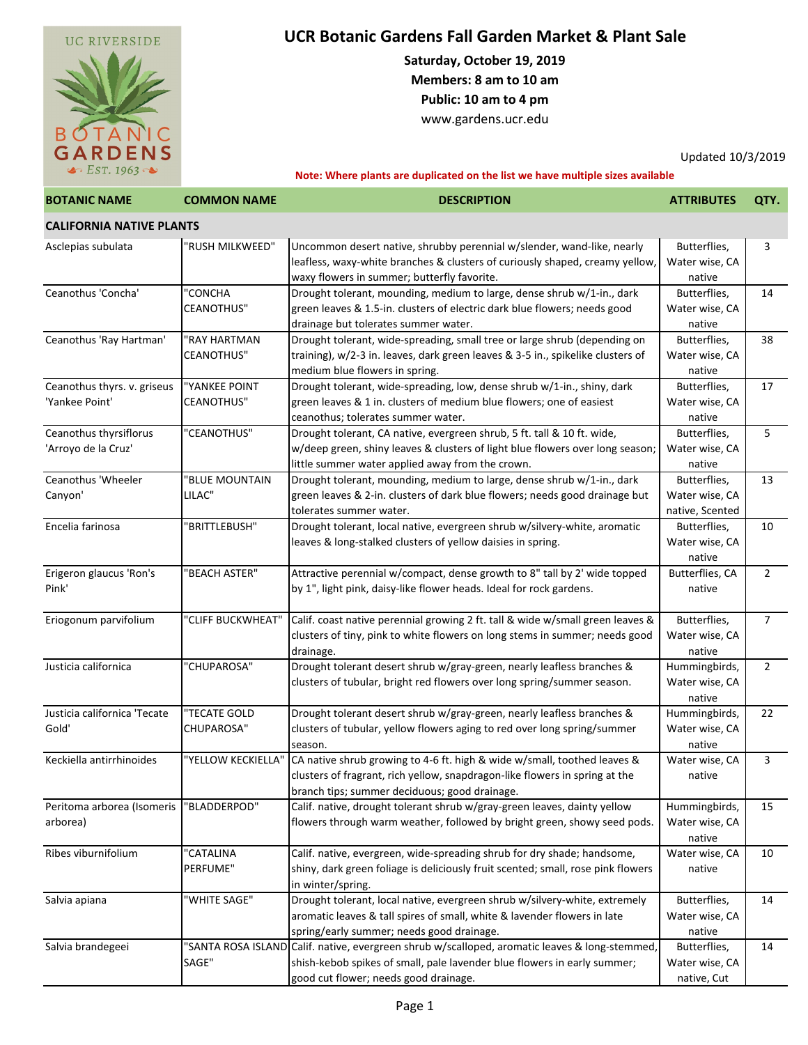# UCR Botanic Gardens Fall Garden Market & Plant Sale

**Saturday, October 19, 2019**
**Members: 8 am to 10 am**
**Public: 10 am to 4 pm**
www.gardens.ucr.edu

Updated 10/3/2019

**Note: Where plants are duplicated on the list we have multiple sizes available**

| BOTANIC NAME | COMMON NAME | DESCRIPTION | ATTRIBUTES | QTY. |
|---|---|---|---|---|
| **CALIFORNIA NATIVE PLANTS** | | | | |
| Asclepias subulata | "RUSH MILKWEED" | Uncommon desert native, shrubby perennial w/slender, wand-like, nearly leafless, waxy-white branches & clusters of curiously shaped, creamy yellow, waxy flowers in summer; butterfly favorite. | Butterflies, Water wise, CA native | 3 |
| Ceanothus 'Concha' | "CONCHA CEANOTHUS" | Drought tolerant, mounding, medium to large, dense shrub w/1-in., dark green leaves & 1.5-in. clusters of electric dark blue flowers; needs good drainage but tolerates summer water. | Butterflies, Water wise, CA native | 14 |
| Ceanothus 'Ray Hartman' | "RAY HARTMAN CEANOTHUS" | Drought tolerant, wide-spreading, small tree or large shrub (depending on training), w/2-3 in. leaves, dark green leaves & 3-5 in., spikelike clusters of medium blue flowers in spring. | Butterflies, Water wise, CA native | 38 |
| Ceanothus thyrs. v. griseus 'Yankee Point' | "YANKEE POINT CEANOTHUS" | Drought tolerant, wide-spreading, low, dense shrub w/1-in., shiny, dark green leaves & 1 in. clusters of medium blue flowers; one of easiest ceanothus; tolerates summer water. | Butterflies, Water wise, CA native | 17 |
| Ceanothus thyrsiflorus 'Arroyo de la Cruz' | "CEANOTHUS" | Drought tolerant, CA native, evergreen shrub, 5 ft. tall & 10 ft. wide, w/deep green, shiny leaves & clusters of light blue flowers over long season; little summer water applied away from the crown. | Butterflies, Water wise, CA native | 5 |
| Ceanothus 'Wheeler Canyon' | "BLUE MOUNTAIN LILAC" | Drought tolerant, mounding, medium to large, dense shrub w/1-in., dark green leaves & 2-in. clusters of dark blue flowers; needs good drainage but tolerates summer water. | Butterflies, Water wise, CA native, Scented | 13 |
| Encelia farinosa | "BRITTLEBUSH" | Drought tolerant, local native, evergreen shrub w/silvery-white, aromatic leaves & long-stalked clusters of yellow daisies in spring. | Butterflies, Water wise, CA native | 10 |
| Erigeron glaucus 'Ron's Pink' | "BEACH ASTER" | Attractive perennial w/compact, dense growth to 8" tall by 2' wide topped by 1", light pink, daisy-like flower heads. Ideal for rock gardens. | Butterflies, CA native | 2 |
| Eriogonum parvifolium | "CLIFF BUCKWHEAT" | Calif. coast native perennial growing 2 ft. tall & wide w/small green leaves & clusters of tiny, pink to white flowers on long stems in summer; needs good drainage. | Butterflies, Water wise, CA native | 7 |
| Justicia californica | "CHUPAROSA" | Drought tolerant desert shrub w/gray-green, nearly leafless branches & clusters of tubular, bright red flowers over long spring/summer season. | Hummingbirds, Water wise, CA native | 2 |
| Justicia californica 'Tecate Gold' | "TECATE GOLD CHUPAROSA" | Drought tolerant desert shrub w/gray-green, nearly leafless branches & clusters of tubular, yellow flowers aging to red over long spring/summer season. | Hummingbirds, Water wise, CA native | 22 |
| Keckiella antirrhinoides | "YELLOW KECKIELLA" | CA native shrub growing to 4-6 ft. high & wide w/small, toothed leaves & clusters of fragrant, rich yellow, snapdragon-like flowers in spring at the branch tips; summer deciduous; good drainage. | Water wise, CA native | 3 |
| Peritoma arborea (Isomeris arborea) | "BLADDERPOD" | Calif. native, drought tolerant shrub w/gray-green leaves, dainty yellow flowers through warm weather, followed by bright green, showy seed pods. | Hummingbirds, Water wise, CA native | 15 |
| Ribes viburnifolium | "CATALINA PERFUME" | Calif. native, evergreen, wide-spreading shrub for dry shade; handsome, shiny, dark green foliage is deliciously fruit scented; small, rose pink flowers in winter/spring. | Water wise, CA native | 10 |
| Salvia apiana | "WHITE SAGE" | Drought tolerant, local native, evergreen shrub w/silvery-white, extremely aromatic leaves & tall spires of small, white & lavender flowers in late spring/early summer; needs good drainage. | Butterflies, Water wise, CA native | 14 |
| Salvia brandegeei | "SANTA ROSA ISLAND SAGE" | Calif. native, evergreen shrub w/scalloped, aromatic leaves & long-stemmed, shish-kebob spikes of small, pale lavender blue flowers in early summer; good cut flower; needs good drainage. | Butterflies, Water wise, CA native, Cut | 14 |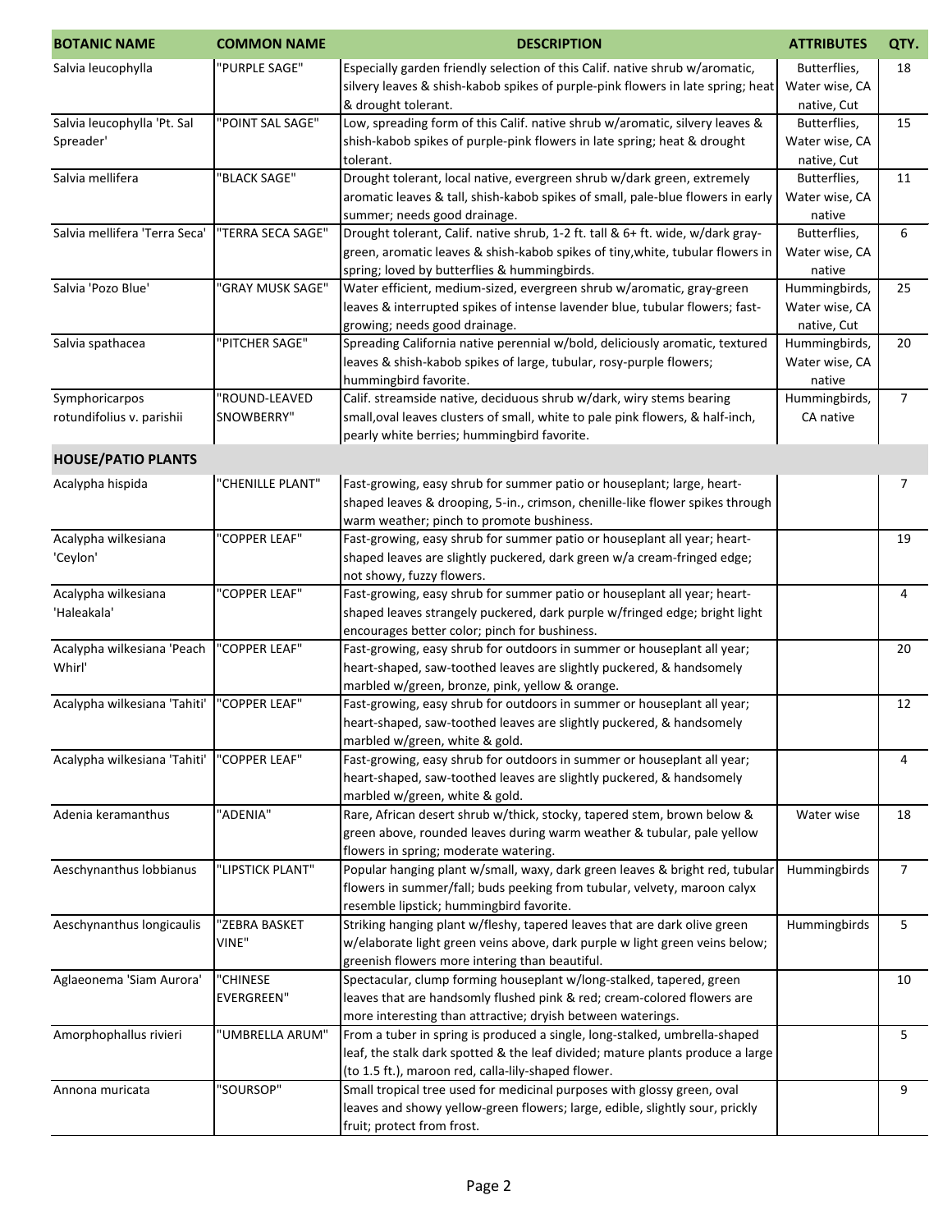| BOTANIC NAME | COMMON NAME | DESCRIPTION | ATTRIBUTES | QTY. |
|---|---|---|---|---|
| Salvia leucophylla | "PURPLE SAGE" | Especially garden friendly selection of this Calif. native shrub w/aromatic, silvery leaves & shish-kabob spikes of purple-pink flowers in late spring; heat & drought tolerant. | Butterflies, Water wise, CA native, Cut | 18 |
| Salvia leucophylla 'Pt. Sal Spreader' | "POINT SAL SAGE" | Low, spreading form of this Calif. native shrub w/aromatic, silvery leaves & shish-kabob spikes of purple-pink flowers in late spring; heat & drought tolerant. | Butterflies, Water wise, CA native, Cut | 15 |
| Salvia mellifera | "BLACK SAGE" | Drought tolerant, local native, evergreen shrub w/dark green, extremely aromatic leaves & tall, shish-kabob spikes of small, pale-blue flowers in early summer; needs good drainage. | Butterflies, Water wise, CA native | 11 |
| Salvia mellifera 'Terra Seca' | "TERRA SECA SAGE" | Drought tolerant, Calif. native shrub, 1-2 ft. tall & 6+ ft. wide, w/dark gray-green, aromatic leaves & shish-kabob spikes of tiny,white, tubular flowers in spring; loved by butterflies & hummingbirds. | Butterflies, Water wise, CA native | 6 |
| Salvia 'Pozo Blue' | "GRAY MUSK SAGE" | Water efficient, medium-sized, evergreen shrub w/aromatic, gray-green leaves & interrupted spikes of intense lavender blue, tubular flowers; fast-growing; needs good drainage. | Hummingbirds, Water wise, CA native, Cut | 25 |
| Salvia spathacea | "PITCHER SAGE" | Spreading California native perennial w/bold, deliciously aromatic, textured leaves & shish-kabob spikes of large, tubular, rosy-purple flowers; hummingbird favorite. | Hummingbirds, Water wise, CA native | 20 |
| Symphoricarpos rotundifolius v. parishii | "ROUND-LEAVED SNOWBERRY" | Calif. streamside native, deciduous shrub w/dark, wiry stems bearing small,oval leaves clusters of small, white to pale pink flowers, & half-inch, pearly white berries; hummingbird favorite. | Hummingbirds, CA native | 7 |
| **HOUSE/PATIO PLANTS** | | | | |
| Acalypha hispida | "CHENILLE PLANT" | Fast-growing, easy shrub for summer patio or houseplant; large, heart-shaped leaves & drooping, 5-in., crimson, chenille-like flower spikes through warm weather; pinch to promote bushiness. | | 7 |
| Acalypha wilkesiana 'Ceylon' | "COPPER LEAF" | Fast-growing, easy shrub for summer patio or houseplant all year; heart-shaped leaves are slightly puckered, dark green w/a cream-fringed edge; not showy, fuzzy flowers. | | 19 |
| Acalypha wilkesiana 'Haleakala' | "COPPER LEAF" | Fast-growing, easy shrub for summer patio or houseplant all year; heart-shaped leaves strangely puckered, dark purple w/fringed edge; bright light encourages better color; pinch for bushiness. | | 4 |
| Acalypha wilkesiana 'Peach Whirl' | "COPPER LEAF" | Fast-growing, easy shrub for outdoors in summer or houseplant all year; heart-shaped, saw-toothed leaves are slightly puckered, & handsomely marbled w/green, bronze, pink, yellow & orange. | | 20 |
| Acalypha wilkesiana 'Tahiti' | "COPPER LEAF" | Fast-growing, easy shrub for outdoors in summer or houseplant all year; heart-shaped, saw-toothed leaves are slightly puckered, & handsomely marbled w/green, white & gold. | | 12 |
| Acalypha wilkesiana 'Tahiti' | "COPPER LEAF" | Fast-growing, easy shrub for outdoors in summer or houseplant all year; heart-shaped, saw-toothed leaves are slightly puckered, & handsomely marbled w/green, white & gold. | | 4 |
| Adenia keramanthus | "ADENIA" | Rare, African desert shrub w/thick, stocky, tapered stem, brown below & green above, rounded leaves during warm weather & tubular, pale yellow flowers in spring; moderate watering. | Water wise | 18 |
| Aeschynanthus lobbianus | "LIPSTICK PLANT" | Popular hanging plant w/small, waxy, dark green leaves & bright red, tubular flowers in summer/fall; buds peeking from tubular, velvety, maroon calyx resemble lipstick; hummingbird favorite. | Hummingbirds | 7 |
| Aeschynanthus longicaulis | "ZEBRA BASKET VINE" | Striking hanging plant w/fleshy, tapered leaves that are dark olive green w/elaborate light green veins above, dark purple w light green veins below; greenish flowers more intering than beautiful. | Hummingbirds | 5 |
| Aglaeonema 'Siam Aurora' | "CHINESE EVERGREEN" | Spectacular, clump forming houseplant w/long-stalked, tapered, green leaves that are handsomly flushed pink & red; cream-colored flowers are more interesting than attractive; dryish between waterings. | | 10 |
| Amorphophallus rivieri | "UMBRELLA ARUM" | From a tuber in spring is produced a single, long-stalked, umbrella-shaped leaf, the stalk dark spotted & the leaf divided; mature plants produce a large (to 1.5 ft.), maroon red, calla-lily-shaped flower. | | 5 |
| Annona muricata | "SOURSOP" | Small tropical tree used for medicinal purposes with glossy green, oval leaves and showy yellow-green flowers; large, edible, slightly sour, prickly fruit; protect from frost. | | 9 |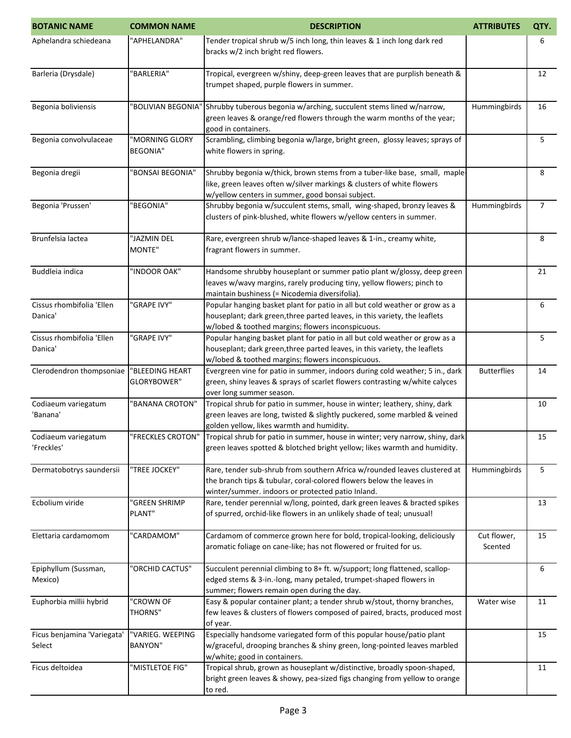| BOTANIC NAME | COMMON NAME | DESCRIPTION | ATTRIBUTES | QTY. |
|---|---|---|---|---|
| Aphelandra schiedeana | "APHELANDRA" | Tender tropical shrub w/5 inch long, thin leaves & 1 inch long dark red bracks w/2 inch bright red flowers. | | 6 |
| Barleria (Drysdale) | "BARLERIA" | Tropical, evergreen w/shiny, deep-green leaves that are purplish beneath & trumpet shaped, purple flowers in summer. | | 12 |
| Begonia boliviensis | "BOLIVIAN BEGONIA" | Shrubby tuberous begonia w/arching, succulent stems lined w/narrow, green leaves & orange/red flowers through the warm months of the year; good in containers. | Hummingbirds | 16 |
| Begonia convolvulaceae | "MORNING GLORY BEGONIA" | Scrambling, climbing begonia w/large, bright green, glossy leaves; sprays of white flowers in spring. | | 5 |
| Begonia dregii | "BONSAI BEGONIA" | Shrubby begonia w/thick, brown stems from a tuber-like base, small, maple-like, green leaves often w/silver markings & clusters of white flowers w/yellow centers in summer, good bonsai subject. | | 8 |
| Begonia 'Prussen' | "BEGONIA" | Shrubby begonia w/succulent stems, small, wing-shaped, bronzy leaves & clusters of pink-blushed, white flowers w/yellow centers in summer. | Hummingbirds | 7 |
| Brunfelsia lactea | "JAZMIN DEL MONTE" | Rare, evergreen shrub w/lance-shaped leaves & 1-in., creamy white, fragrant flowers in summer. | | 8 |
| Buddleia indica | "INDOOR OAK" | Handsome shrubby houseplant or summer patio plant w/glossy, deep green leaves w/wavy margins, rarely producing tiny, yellow flowers; pinch to maintain bushiness (= Nicodemia diversifolia). | | 21 |
| Cissus rhombifolia 'Ellen Danica' | "GRAPE IVY" | Popular hanging basket plant for patio in all but cold weather or grow as a houseplant; dark green,three parted leaves, in this variety, the leaflets w/lobed & toothed margins; flowers inconspicuous. | | 6 |
| Cissus rhombifolia 'Ellen Danica' | "GRAPE IVY" | Popular hanging basket plant for patio in all but cold weather or grow as a houseplant; dark green,three parted leaves, in this variety, the leaflets w/lobed & toothed margins; flowers inconspicuous. | | 5 |
| Clerodendron thompsoniae | "BLEEDING HEART GLORYBOWER" | Evergreen vine for patio in summer, indoors during cold weather; 5 in., dark green, shiny leaves & sprays of scarlet flowers contrasting w/white calyces over long summer season. | Butterflies | 14 |
| Codiaeum variegatum 'Banana' | "BANANA CROTON" | Tropical shrub for patio in summer, house in winter; leathery, shiny, dark green leaves are long, twisted & slightly puckered, some marbled & veined golden yellow, likes warmth and humidity. | | 10 |
| Codiaeum variegatum 'Freckles' | "FRECKLES CROTON" | Tropical shrub for patio in summer, house in winter; very narrow, shiny, dark green leaves spotted & blotched bright yellow; likes warmth and humidity. | | 15 |
| Dermatobotrys saundersii | "TREE JOCKEY" | Rare, tender sub-shrub from southern Africa w/rounded leaves clustered at the branch tips & tubular, coral-colored flowers below the leaves in winter/summer. indoors or protected patio Inland. | Hummingbirds | 5 |
| Ecbolium viride | "GREEN SHRIMP PLANT" | Rare, tender perennial w/long, pointed, dark green leaves & bracted spikes of spurred, orchid-like flowers in an unlikely shade of teal; unusual! | | 13 |
| Elettaria cardamomom | "CARDAMOM" | Cardamom of commerce grown here for bold, tropical-looking, deliciously aromatic foliage on cane-like; has not flowered or fruited for us. | Cut flower, Scented | 15 |
| Epiphyllum (Sussman, Mexico) | "ORCHID CACTUS" | Succulent perennial climbing to 8+ ft. w/support; long flattened, scallop-edged stems & 3-in.-long, many petaled, trumpet-shaped flowers in summer; flowers remain open during the day. | | 6 |
| Euphorbia millii hybrid | "CROWN OF THORNS" | Easy & popular container plant; a tender shrub w/stout, thorny branches, few leaves & clusters of flowers composed of paired, bracts, produced most of year. | Water wise | 11 |
| Ficus benjamina 'Variegata' Select | "VARIEG. WEEPING BANYON" | Especially handsome variegated form of this popular house/patio plant w/graceful, drooping branches & shiny green, long-pointed leaves marbled w/white; good in containers. | | 15 |
| Ficus deltoidea | "MISTLETOE FIG" | Tropical shrub, grown as houseplant w/distinctive, broadly spoon-shaped, bright green leaves & showy, pea-sized figs changing from yellow to orange to red. | | 11 |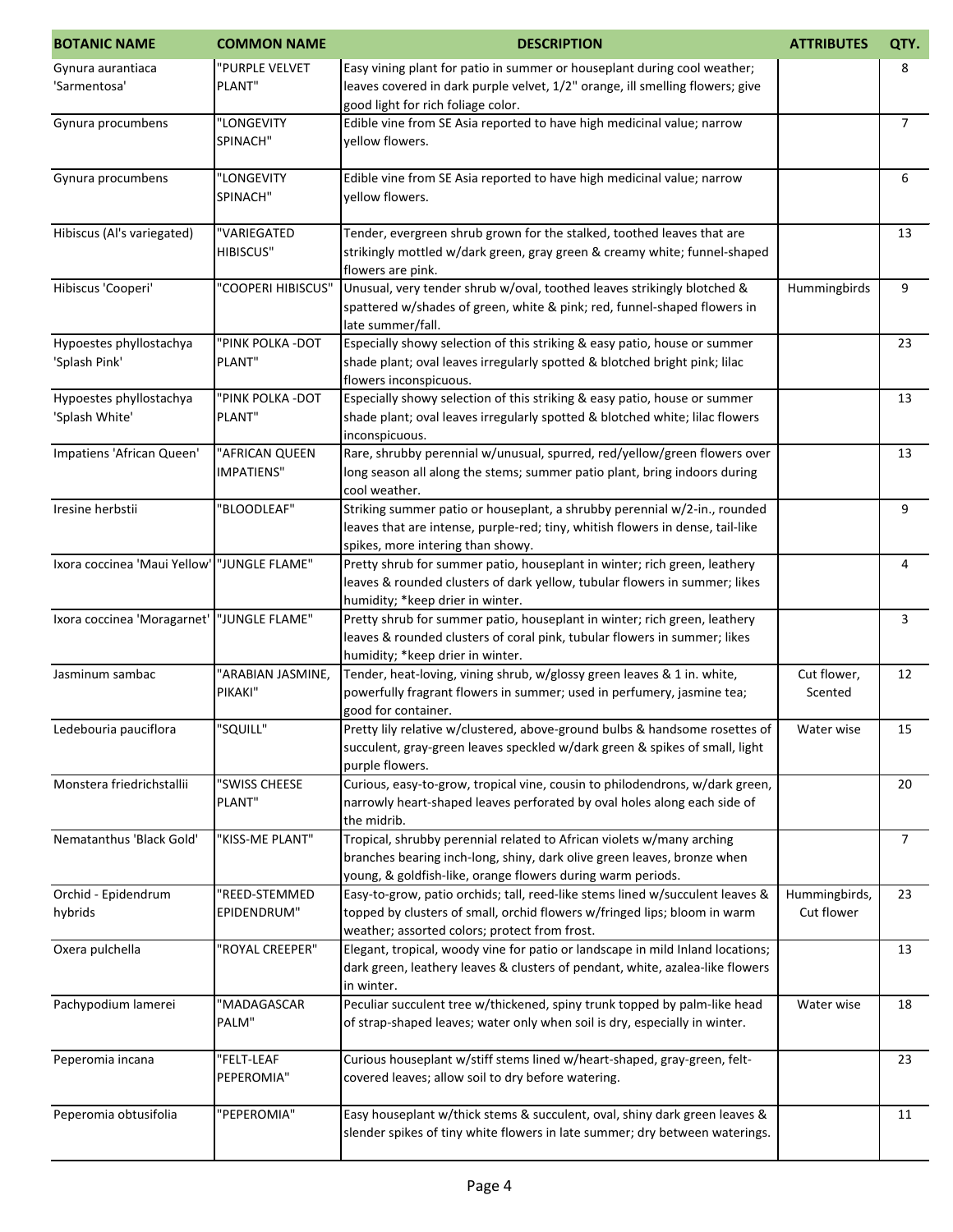| BOTANIC NAME | COMMON NAME | DESCRIPTION | ATTRIBUTES | QTY. |
|---|---|---|---|---|
| Gynura aurantiaca 'Sarmentosa' | "PURPLE VELVET PLANT" | Easy vining plant for patio in summer or houseplant during cool weather; leaves covered in dark purple velvet, 1/2" orange, ill smelling flowers; give good light for rich foliage color. | | 8 |
| Gynura procumbens | "LONGEVITY SPINACH" | Edible vine from SE Asia reported to have high medicinal value; narrow yellow flowers. | | 7 |
| Gynura procumbens | "LONGEVITY SPINACH" | Edible vine from SE Asia reported to have high medicinal value; narrow yellow flowers. | | 6 |
| Hibiscus (Al's variegated) | "VARIEGATED HIBISCUS" | Tender, evergreen shrub grown for the stalked, toothed leaves that are strikingly mottled w/dark green, gray green & creamy white; funnel-shaped flowers are pink. | | 13 |
| Hibiscus 'Cooperi' | "COOPERI HIBISCUS" | Unusual, very tender shrub w/oval, toothed leaves strikingly blotched & spattered w/shades of green, white & pink; red, funnel-shaped flowers in late summer/fall. | Hummingbirds | 9 |
| Hypoestes phyllostachya 'Splash Pink' | "PINK POLKA -DOT PLANT" | Especially showy selection of this striking & easy patio, house or summer shade plant; oval leaves irregularly spotted & blotched bright pink; lilac flowers inconspicuous. | | 23 |
| Hypoestes phyllostachya 'Splash White' | "PINK POLKA -DOT PLANT" | Especially showy selection of this striking & easy patio, house or summer shade plant; oval leaves irregularly spotted & blotched white; lilac flowers inconspicuous. | | 13 |
| Impatiens 'African Queen' | "AFRICAN QUEEN IMPATIENS" | Rare, shrubby perennial w/unusual, spurred, red/yellow/green flowers over long season all along the stems; summer patio plant, bring indoors during cool weather. | | 13 |
| Iresine herbstii | "BLOODLEAF" | Striking summer patio or houseplant, a shrubby perennial w/2-in., rounded leaves that are intense, purple-red; tiny, whitish flowers in dense, tail-like spikes, more intering than showy. | | 9 |
| Ixora coccinea 'Maui Yellow' | "JUNGLE FLAME" | Pretty shrub for summer patio, houseplant in winter; rich green, leathery leaves & rounded clusters of dark yellow, tubular flowers in summer; likes humidity; *keep drier in winter. | | 4 |
| Ixora coccinea 'Moragarnet' | "JUNGLE FLAME" | Pretty shrub for summer patio, houseplant in winter; rich green, leathery leaves & rounded clusters of coral pink, tubular flowers in summer; likes humidity; *keep drier in winter. | | 3 |
| Jasminum sambac | "ARABIAN JASMINE, PIKAKI" | Tender, heat-loving, vining shrub, w/glossy green leaves & 1 in. white, powerfully fragrant flowers in summer; used in perfumery, jasmine tea; good for container. | Cut flower, Scented | 12 |
| Ledebouria pauciflora | "SQUILL" | Pretty lily relative w/clustered, above-ground bulbs & handsome rosettes of succulent, gray-green leaves speckled w/dark green & spikes of small, light purple flowers. | Water wise | 15 |
| Monstera friedrichstallii | "SWISS CHEESE PLANT" | Curious, easy-to-grow, tropical vine, cousin to philodendrons, w/dark green, narrowly heart-shaped leaves perforated by oval holes along each side of the midrib. | | 20 |
| Nematanthus 'Black Gold' | "KISS-ME PLANT" | Tropical, shrubby perennial related to African violets w/many arching branches bearing inch-long, shiny, dark olive green leaves, bronze when young, & goldfish-like, orange flowers during warm periods. | | 7 |
| Orchid - Epidendrum hybrids | "REED-STEMMED EPIDENDRUM" | Easy-to-grow, patio orchids; tall, reed-like stems lined w/succulent leaves & topped by clusters of small, orchid flowers w/fringed lips; bloom in warm weather; assorted colors; protect from frost. | Hummingbirds, Cut flower | 23 |
| Oxera pulchella | "ROYAL CREEPER" | Elegant, tropical, woody vine for patio or landscape in mild Inland locations; dark green, leathery leaves & clusters of pendant, white, azalea-like flowers in winter. | | 13 |
| Pachypodium lamerei | "MADAGASCAR PALM" | Peculiar succulent tree w/thickened, spiny trunk topped by palm-like head of strap-shaped leaves; water only when soil is dry, especially in winter. | Water wise | 18 |
| Peperomia incana | "FELT-LEAF PEPEROMIA" | Curious houseplant w/stiff stems lined w/heart-shaped, gray-green, felt-covered leaves; allow soil to dry before watering. | | 23 |
| Peperomia obtusifolia | "PEPEROMIA" | Easy houseplant w/thick stems & succulent, oval, shiny dark green leaves & slender spikes of tiny white flowers in late summer; dry between waterings. | | 11 |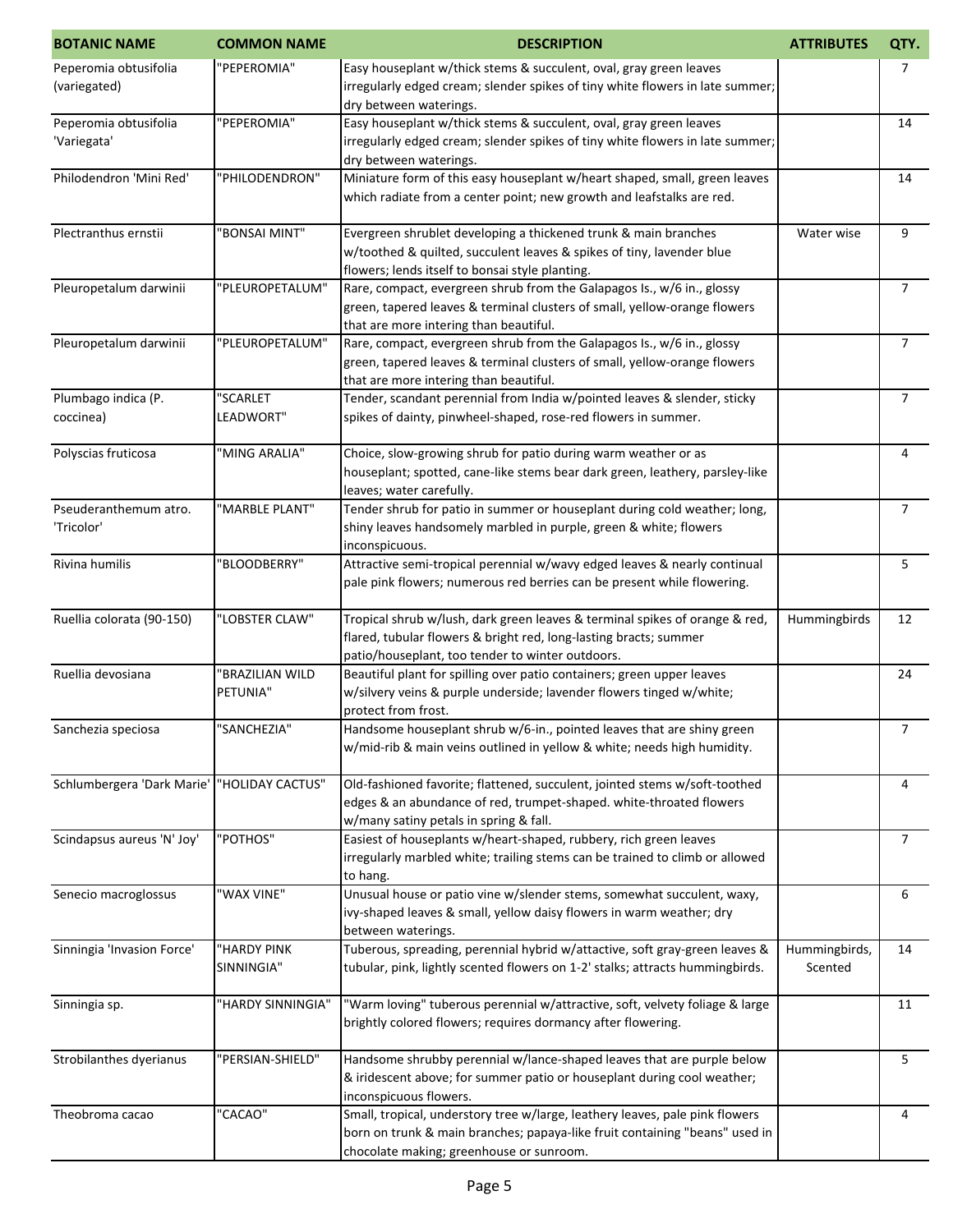| BOTANIC NAME | COMMON NAME | DESCRIPTION | ATTRIBUTES | QTY. |
|---|---|---|---|---|
| Peperomia obtusifolia (variegated) | "PEPEROMIA" | Easy houseplant w/thick stems & succulent, oval, gray green leaves irregularly edged cream; slender spikes of tiny white flowers in late summer; dry between waterings. | | 7 |
| Peperomia obtusifolia 'Variegata' | "PEPEROMIA" | Easy houseplant w/thick stems & succulent, oval, gray green leaves irregularly edged cream; slender spikes of tiny white flowers in late summer; dry between waterings. | | 14 |
| Philodendron 'Mini Red' | "PHILODENDRON" | Miniature form of this easy houseplant w/heart shaped, small, green leaves which radiate from a center point; new growth and leafstalks are red. | | 14 |
| Plectranthus ernstii | "BONSAI MINT" | Evergreen shrublet developing a thickened trunk & main branches w/toothed & quilted, succulent leaves & spikes of tiny, lavender blue flowers; lends itself to bonsai style planting. | Water wise | 9 |
| Pleuropetalum darwinii | "PLEUROPETALUM" | Rare, compact, evergreen shrub from the Galapagos Is., w/6 in., glossy green, tapered leaves & terminal clusters of small, yellow-orange flowers that are more intering than beautiful. | | 7 |
| Pleuropetalum darwinii | "PLEUROPETALUM" | Rare, compact, evergreen shrub from the Galapagos Is., w/6 in., glossy green, tapered leaves & terminal clusters of small, yellow-orange flowers that are more intering than beautiful. | | 7 |
| Plumbago indica (P. coccinea) | "SCARLET LEADWORT" | Tender, scandant perennial from India w/pointed leaves & slender, sticky spikes of dainty, pinwheel-shaped, rose-red flowers in summer. | | 7 |
| Polyscias fruticosa | "MING ARALIA" | Choice, slow-growing shrub for patio during warm weather or as houseplant; spotted, cane-like stems bear dark green, leathery, parsley-like leaves; water carefully. | | 4 |
| Pseuderanthemum atro. 'Tricolor' | "MARBLE PLANT" | Tender shrub for patio in summer or houseplant during cold weather; long, shiny leaves handsomely marbled in purple, green & white; flowers inconspicuous. | | 7 |
| Rivina humilis | "BLOODBERRY" | Attractive semi-tropical perennial w/wavy edged leaves & nearly continual pale pink flowers; numerous red berries can be present while flowering. | | 5 |
| Ruellia colorata (90-150) | "LOBSTER CLAW" | Tropical shrub w/lush, dark green leaves & terminal spikes of orange & red, flared, tubular flowers & bright red, long-lasting bracts; summer patio/houseplant, too tender to winter outdoors. | Hummingbirds | 12 |
| Ruellia devosiana | "BRAZILIAN WILD PETUNIA" | Beautiful plant for spilling over patio containers; green upper leaves w/silvery veins & purple underside; lavender flowers tinged w/white; protect from frost. | | 24 |
| Sanchezia speciosa | "SANCHEZIA" | Handsome houseplant shrub w/6-in., pointed leaves that are shiny green w/mid-rib & main veins outlined in yellow & white; needs high humidity. | | 7 |
| Schlumbergera 'Dark Marie' | "HOLIDAY CACTUS" | Old-fashioned favorite; flattened, succulent, jointed stems w/soft-toothed edges & an abundance of red, trumpet-shaped. white-throated flowers w/many satiny petals in spring & fall. | | 4 |
| Scindapsus aureus 'N' Joy' | "POTHOS" | Easiest of houseplants w/heart-shaped, rubbery, rich green leaves irregularly marbled white; trailing stems can be trained to climb or allowed to hang. | | 7 |
| Senecio macroglossus | "WAX VINE" | Unusual house or patio vine w/slender stems, somewhat succulent, waxy, ivy-shaped leaves & small, yellow daisy flowers in warm weather; dry between waterings. | | 6 |
| Sinningia 'Invasion Force' | "HARDY PINK SINNINGIA" | Tuberous, spreading, perennial hybrid w/attractive, soft gray-green leaves & tubular, pink, lightly scented flowers on 1-2' stalks; attracts hummingbirds. | Hummingbirds, Scented | 14 |
| Sinningia sp. | "HARDY SINNINGIA" | "Warm loving" tuberous perennial w/attractive, soft, velvety foliage & large brightly colored flowers; requires dormancy after flowering. | | 11 |
| Strobilanthes dyerianus | "PERSIAN-SHIELD" | Handsome shrubby perennial w/lance-shaped leaves that are purple below & iridescent above; for summer patio or houseplant during cool weather; inconspicuous flowers. | | 5 |
| Theobroma cacao | "CACAO" | Small, tropical, understory tree w/large, leathery leaves, pale pink flowers born on trunk & main branches; papaya-like fruit containing "beans" used in chocolate making; greenhouse or sunroom. | | 4 |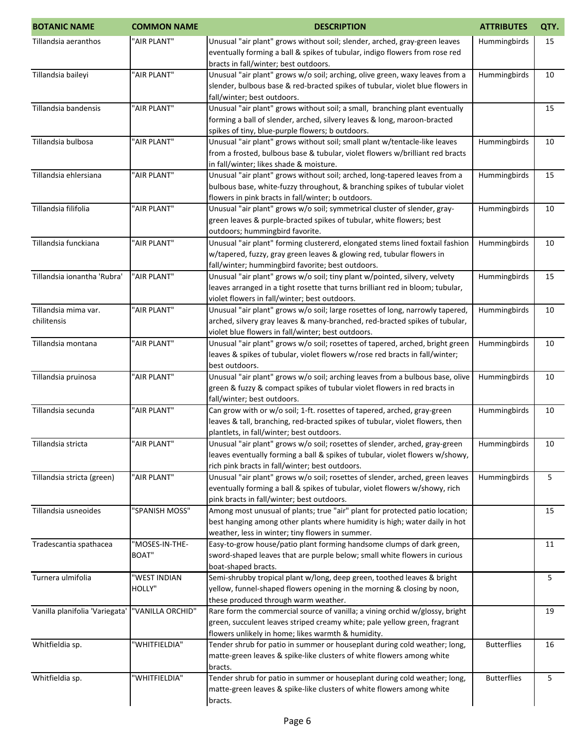| BOTANIC NAME | COMMON NAME | DESCRIPTION | ATTRIBUTES | QTY. |
|---|---|---|---|---|
| Tillandsia aeranthos | "AIR PLANT" | Unusual "air plant" grows without soil; slender, arched, gray-green leaves eventually forming a ball & spikes of tubular, indigo flowers from rose red bracts in fall/winter; best outdoors. | Hummingbirds | 15 |
| Tillandsia baileyi | "AIR PLANT" | Unusual "air plant" grows w/o soil; arching, olive green, waxy leaves from a slender, bulbous base & red-bracted spikes of tubular, violet blue flowers in fall/winter; best outdoors. | Hummingbirds | 10 |
| Tillandsia bandensis | "AIR PLANT" | Unusual "air plant" grows without soil; a small, branching plant eventually forming a ball of slender, arched, silvery leaves & long, maroon-bracted spikes of tiny, blue-purple flowers; b outdoors. | | 15 |
| Tillandsia bulbosa | "AIR PLANT" | Unusual "air plant" grows without soil; small plant w/tentacle-like leaves from a frosted, bulbous base & tubular, violet flowers w/brilliant red bracts in fall/winter; likes shade & moisture. | Hummingbirds | 10 |
| Tillandsia ehlersiana | "AIR PLANT" | Unusual "air plant" grows without soil; arched, long-tapered leaves from a bulbous base, white-fuzzy throughout, & branching spikes of tubular violet flowers in pink bracts in fall/winter; b outdoors. | Hummingbirds | 15 |
| Tillandsia filifolia | "AIR PLANT" | Unusual "air plant" grows w/o soil; symmetrical cluster of slender, gray-green leaves & purple-bracted spikes of tubular, white flowers; best outdoors; hummingbird favorite. | Hummingbirds | 10 |
| Tillandsia funckiana | "AIR PLANT" | Unusual "air plant" forming clustererd, elongated stems lined foxtail fashion w/tapered, fuzzy, gray green leaves & glowing red, tubular flowers in fall/winter; hummingbird favorite; best outdoors. | Hummingbirds | 10 |
| Tillandsia ionantha 'Rubra' | "AIR PLANT" | Unusual "air plant" grows w/o soil; tiny plant w/pointed, silvery, velvety leaves arranged in a tight rosette that turns brilliant red in bloom; tubular, violet flowers in fall/winter; best outdoors. | Hummingbirds | 15 |
| Tillandsia mima var. chilitensis | "AIR PLANT" | Unusual "air plant" grows w/o soil; large rosettes of long, narrowly tapered, arched, silvery gray leaves & many-branched, red-bracted spikes of tubular, violet blue flowers in fall/winter; best outdoors. | Hummingbirds | 10 |
| Tillandsia montana | "AIR PLANT" | Unusual "air plant" grows w/o soil; rosettes of tapered, arched, bright green leaves & spikes of tubular, violet flowers w/rose red bracts in fall/winter; best outdoors. | Hummingbirds | 10 |
| Tillandsia pruinosa | "AIR PLANT" | Unusual "air plant" grows w/o soil; arching leaves from a bulbous base, olive green & fuzzy & compact spikes of tubular violet flowers in red bracts in fall/winter; best outdoors. | Hummingbirds | 10 |
| Tillandsia secunda | "AIR PLANT" | Can grow with or w/o soil; 1-ft. rosettes of tapered, arched, gray-green leaves & tall, branching, red-bracted spikes of tubular, violet flowers, then plantlets, in fall/winter; best outdoors. | Hummingbirds | 10 |
| Tillandsia stricta | "AIR PLANT" | Unusual "air plant" grows w/o soil; rosettes of slender, arched, gray-green leaves eventually forming a ball & spikes of tubular, violet flowers w/showy, rich pink bracts in fall/winter; best outdoors. | Hummingbirds | 10 |
| Tillandsia stricta (green) | "AIR PLANT" | Unusual "air plant" grows w/o soil; rosettes of slender, arched, green leaves eventually forming a ball & spikes of tubular, violet flowers w/showy, rich pink bracts in fall/winter; best outdoors. | Hummingbirds | 5 |
| Tillandsia usneoides | "SPANISH MOSS" | Among most unusual of plants; true "air" plant for protected patio location; best hanging among other plants where humidity is high; water daily in hot weather, less in winter; tiny flowers in summer. | | 15 |
| Tradescantia spathacea | "MOSES-IN-THE-BOAT" | Easy-to-grow house/patio plant forming handsome clumps of dark green, sword-shaped leaves that are purple below; small white flowers in curious boat-shaped bracts. | | 11 |
| Turnera ulmifolia | "WEST INDIAN HOLLY" | Semi-shrubby tropical plant w/long, deep green, toothed leaves & bright yellow, funnel-shaped flowers opening in the morning & closing by noon, these produced through warm weather. | | 5 |
| Vanilla planifolia 'Variegata' | "VANILLA ORCHID" | Rare form the commercial source of vanilla; a vining orchid w/glossy, bright green, succulent leaves striped creamy white; pale yellow green, fragrant flowers unlikely in home; likes warmth & humidity. | | 19 |
| Whitfieldia sp. | "WHITFIELDIA" | Tender shrub for patio in summer or houseplant during cold weather; long, matte-green leaves & spike-like clusters of white flowers among white bracts. | Butterflies | 16 |
| Whitfieldia sp. | "WHITFIELDIA" | Tender shrub for patio in summer or houseplant during cold weather; long, matte-green leaves & spike-like clusters of white flowers among white bracts. | Butterflies | 5 |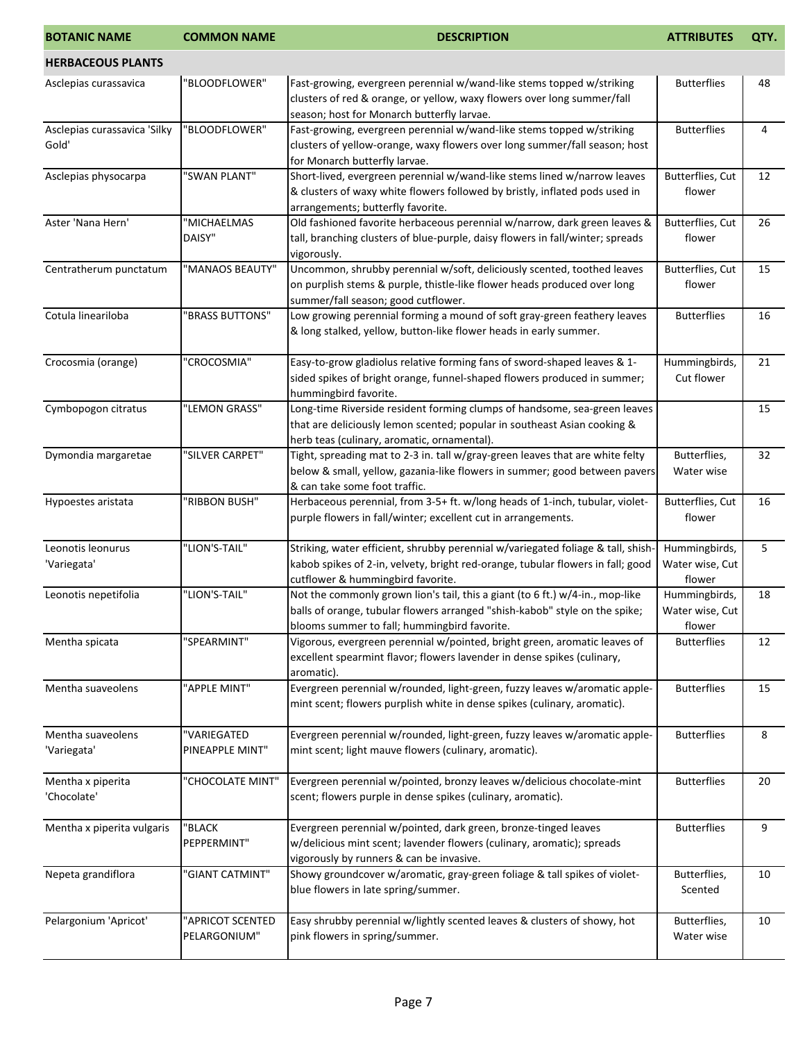| BOTANIC NAME | COMMON NAME | DESCRIPTION | ATTRIBUTES | QTY. |
|---|---|---|---|---|
| **HERBACEOUS PLANTS** | | | | |
| Asclepias curassavica | "BLOODFLOWER" | Fast-growing, evergreen perennial w/wand-like stems topped w/striking clusters of red & orange, or yellow, waxy flowers over long summer/fall season; host for Monarch butterfly larvae. | Butterflies | 48 |
| Asclepias curassavica 'Silky Gold' | "BLOODFLOWER" | Fast-growing, evergreen perennial w/wand-like stems topped w/striking clusters of yellow-orange, waxy flowers over long summer/fall season; host for Monarch butterfly larvae. | Butterflies | 4 |
| Asclepias physocarpa | "SWAN PLANT" | Short-lived, evergreen perennial w/wand-like stems lined w/narrow leaves & clusters of waxy white flowers followed by bristly, inflated pods used in arrangements; butterfly favorite. | Butterflies, Cut flower | 12 |
| Aster 'Nana Hern' | "MICHAELMAS DAISY" | Old fashioned favorite herbaceous perennial w/narrow, dark green leaves & tall, branching clusters of blue-purple, daisy flowers in fall/winter; spreads vigorously. | Butterflies, Cut flower | 26 |
| Centratherum punctatum | "MANAOS BEAUTY" | Uncommon, shrubby perennial w/soft, deliciously scented, toothed leaves on purplish stems & purple, thistle-like flower heads produced over long summer/fall season; good cutflower. | Butterflies, Cut flower | 15 |
| Cotula lineariloba | "BRASS BUTTONS" | Low growing perennial forming a mound of soft gray-green feathery leaves & long stalked, yellow, button-like flower heads in early summer. | Butterflies | 16 |
| Crocosmia (orange) | "CROCOSMIA" | Easy-to-grow gladiolus relative forming fans of sword-shaped leaves & 1-sided spikes of bright orange, funnel-shaped flowers produced in summer; hummingbird favorite. | Hummingbirds, Cut flower | 21 |
| Cymbopogon citratus | "LEMON GRASS" | Long-time Riverside resident forming clumps of handsome, sea-green leaves that are deliciously lemon scented; popular in southeast Asian cooking & herb teas (culinary, aromatic, ornamental). | | 15 |
| Dymondia margaretae | "SILVER CARPET" | Tight, spreading mat to 2-3 in. tall w/gray-green leaves that are white felty below & small, yellow, gazania-like flowers in summer; good between pavers & can take some foot traffic. | Butterflies, Water wise | 32 |
| Hypoestes aristata | "RIBBON BUSH" | Herbaceous perennial, from 3-5+ ft. w/long heads of 1-inch, tubular, violet-purple flowers in fall/winter; excellent cut in arrangements. | Butterflies, Cut flower | 16 |
| Leonotis leonurus 'Variegata' | "LION'S-TAIL" | Striking, water efficient, shrubby perennial w/variegated foliage & tall, shish-kabob spikes of 2-in, velvety, bright red-orange, tubular flowers in fall; good cutflower & hummingbird favorite. | Hummingbirds, Water wise, Cut flower | 5 |
| Leonotis nepetifolia | "LION'S-TAIL" | Not the commonly grown lion's tail, this a giant (to 6 ft.) w/4-in., mop-like balls of orange, tubular flowers arranged "shish-kabob" style on the spike; blooms summer to fall; hummingbird favorite. | Hummingbirds, Water wise, Cut flower | 18 |
| Mentha spicata | "SPEARMINT" | Vigorous, evergreen perennial w/pointed, bright green, aromatic leaves of excellent spearmint flavor; flowers lavender in dense spikes (culinary, aromatic). | Butterflies | 12 |
| Mentha suaveolens | "APPLE MINT" | Evergreen perennial w/rounded, light-green, fuzzy leaves w/aromatic apple-mint scent; flowers purplish white in dense spikes (culinary, aromatic). | Butterflies | 15 |
| Mentha suaveolens 'Variegata' | "VARIEGATED PINEAPPLE MINT" | Evergreen perennial w/rounded, light-green, fuzzy leaves w/aromatic apple-mint scent; light mauve flowers (culinary, aromatic). | Butterflies | 8 |
| Mentha x piperita 'Chocolate' | "CHOCOLATE MINT" | Evergreen perennial w/pointed, bronzy leaves w/delicious chocolate-mint scent; flowers purple in dense spikes (culinary, aromatic). | Butterflies | 20 |
| Mentha x piperita vulgaris | "BLACK PEPPERMINT" | Evergreen perennial w/pointed, dark green, bronze-tinged leaves w/delicious mint scent; lavender flowers (culinary, aromatic); spreads vigorously by runners & can be invasive. | Butterflies | 9 |
| Nepeta grandiflora | "GIANT CATMINT" | Showy groundcover w/aromatic, gray-green foliage & tall spikes of violet-blue flowers in late spring/summer. | Butterflies, Scented | 10 |
| Pelargonium 'Apricot' | "APRICOT SCENTED PELARGONIUM" | Easy shrubby perennial w/lightly scented leaves & clusters of showy, hot pink flowers in spring/summer. | Butterflies, Water wise | 10 |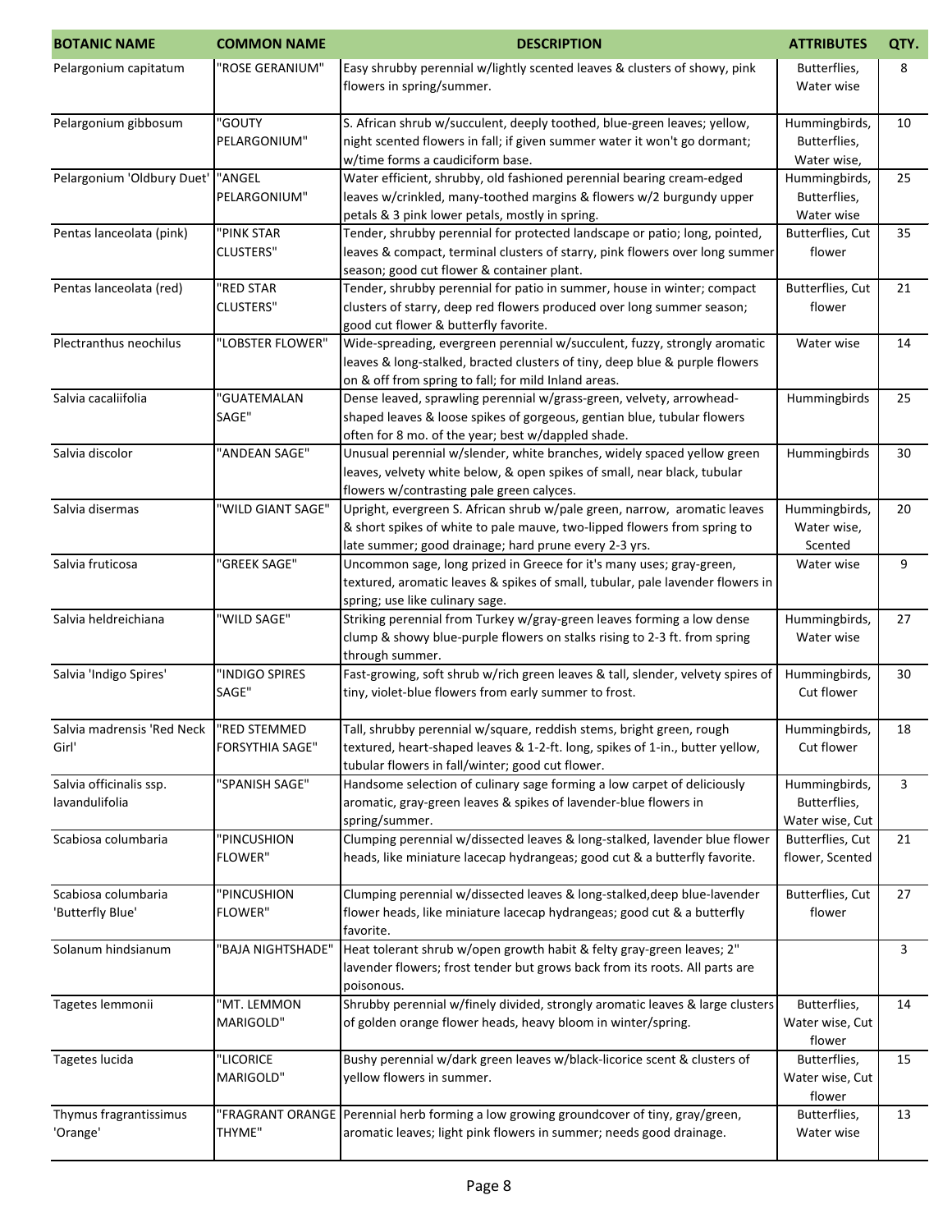| BOTANIC NAME | COMMON NAME | DESCRIPTION | ATTRIBUTES | QTY. |
|---|---|---|---|---|
| Pelargonium capitatum | "ROSE GERANIUM" | Easy shrubby perennial w/lightly scented leaves & clusters of showy, pink flowers in spring/summer. | Butterflies, Water wise | 8 |
| Pelargonium gibbosum | "GOUTY PELARGONIUM" | S. African shrub w/succulent, deeply toothed, blue-green leaves; yellow, night scented flowers in fall; if given summer water it won't go dormant; w/time forms a caudiciform base. | Hummingbirds, Butterflies, Water wise, | 10 |
| Pelargonium 'Oldbury Duet' | "ANGEL PELARGONIUM" | Water efficient, shrubby, old fashioned perennial bearing cream-edged leaves w/crinkled, many-toothed margins & flowers w/2 burgundy upper petals & 3 pink lower petals, mostly in spring. | Hummingbirds, Butterflies, Water wise | 25 |
| Pentas lanceolata (pink) | "PINK STAR CLUSTERS" | Tender, shrubby perennial for protected landscape or patio; long, pointed, leaves & compact, terminal clusters of starry, pink flowers over long summer season; good cut flower & container plant. | Butterflies, Cut flower | 35 |
| Pentas lanceolata (red) | "RED STAR CLUSTERS" | Tender, shrubby perennial for patio in summer, house in winter; compact clusters of starry, deep red flowers produced over long summer season; good cut flower & butterfly favorite. | Butterflies, Cut flower | 21 |
| Plectranthus neochilus | "LOBSTER FLOWER" | Wide-spreading, evergreen perennial w/succulent, fuzzy, strongly aromatic leaves & long-stalked, bracted clusters of tiny, deep blue & purple flowers on & off from spring to fall; for mild Inland areas. | Water wise | 14 |
| Salvia cacaliifolia | "GUATEMALAN SAGE" | Dense leaved, sprawling perennial w/grass-green, velvety, arrowhead-shaped leaves & loose spikes of gorgeous, gentian blue, tubular flowers often for 8 mo. of the year; best w/dappled shade. | Hummingbirds | 25 |
| Salvia discolor | "ANDEAN SAGE" | Unusual perennial w/slender, white branches, widely spaced yellow green leaves, velvety white below, & open spikes of small, near black, tubular flowers w/contrasting pale green calyces. | Hummingbirds | 30 |
| Salvia disermas | "WILD GIANT SAGE" | Upright, evergreen S. African shrub w/pale green, narrow, aromatic leaves & short spikes of white to pale mauve, two-lipped flowers from spring to late summer; good drainage; hard prune every 2-3 yrs. | Hummingbirds, Water wise, Scented | 20 |
| Salvia fruticosa | "GREEK SAGE" | Uncommon sage, long prized in Greece for it's many uses; gray-green, textured, aromatic leaves & spikes of small, tubular, pale lavender flowers in spring; use like culinary sage. | Water wise | 9 |
| Salvia heldreichiana | "WILD SAGE" | Striking perennial from Turkey w/gray-green leaves forming a low dense clump & showy blue-purple flowers on stalks rising to 2-3 ft. from spring through summer. | Hummingbirds, Water wise | 27 |
| Salvia 'Indigo Spires' | "INDIGO SPIRES SAGE" | Fast-growing, soft shrub w/rich green leaves & tall, slender, velvety spires of tiny, violet-blue flowers from early summer to frost. | Hummingbirds, Cut flower | 30 |
| Salvia madrensis 'Red Neck Girl' | "RED STEMMED FORSYTHIA SAGE" | Tall, shrubby perennial w/square, reddish stems, bright green, rough textured, heart-shaped leaves & 1-2-ft. long, spikes of 1-in., butter yellow, tubular flowers in fall/winter; good cut flower. | Hummingbirds, Cut flower | 18 |
| Salvia officinalis ssp. lavandulifolia | "SPANISH SAGE" | Handsome selection of culinary sage forming a low carpet of deliciously aromatic, gray-green leaves & spikes of lavender-blue flowers in spring/summer. | Hummingbirds, Butterflies, Water wise, Cut | 3 |
| Scabiosa columbaria | "PINCUSHION FLOWER" | Clumping perennial w/dissected leaves & long-stalked, lavender blue flower heads, like miniature lacecap hydrangeas; good cut & a butterfly favorite. | Butterflies, Cut flower, Scented | 21 |
| Scabiosa columbaria 'Butterfly Blue' | "PINCUSHION FLOWER" | Clumping perennial w/dissected leaves & long-stalked,deep blue-lavender flower heads, like miniature lacecap hydrangeas; good cut & a butterfly favorite. | Butterflies, Cut flower | 27 |
| Solanum hindsianum | "BAJA NIGHTSHADE" | Heat tolerant shrub w/open growth habit & felty gray-green leaves; 2" lavender flowers; frost tender but grows back from its roots. All parts are poisonous. | | 3 |
| Tagetes lemmonii | "MT. LEMMON MARIGOLD" | Shrubby perennial w/finely divided, strongly aromatic leaves & large clusters of golden orange flower heads, heavy bloom in winter/spring. | Butterflies, Water wise, Cut flower | 14 |
| Tagetes lucida | "LICORICE MARIGOLD" | Bushy perennial w/dark green leaves w/black-licorice scent & clusters of yellow flowers in summer. | Butterflies, Water wise, Cut flower | 15 |
| Thymus fragrantissimus 'Orange' | "FRAGRANT ORANGE THYME" | Perennial herb forming a low growing groundcover of tiny, gray/green, aromatic leaves; light pink flowers in summer; needs good drainage. | Butterflies, Water wise | 13 |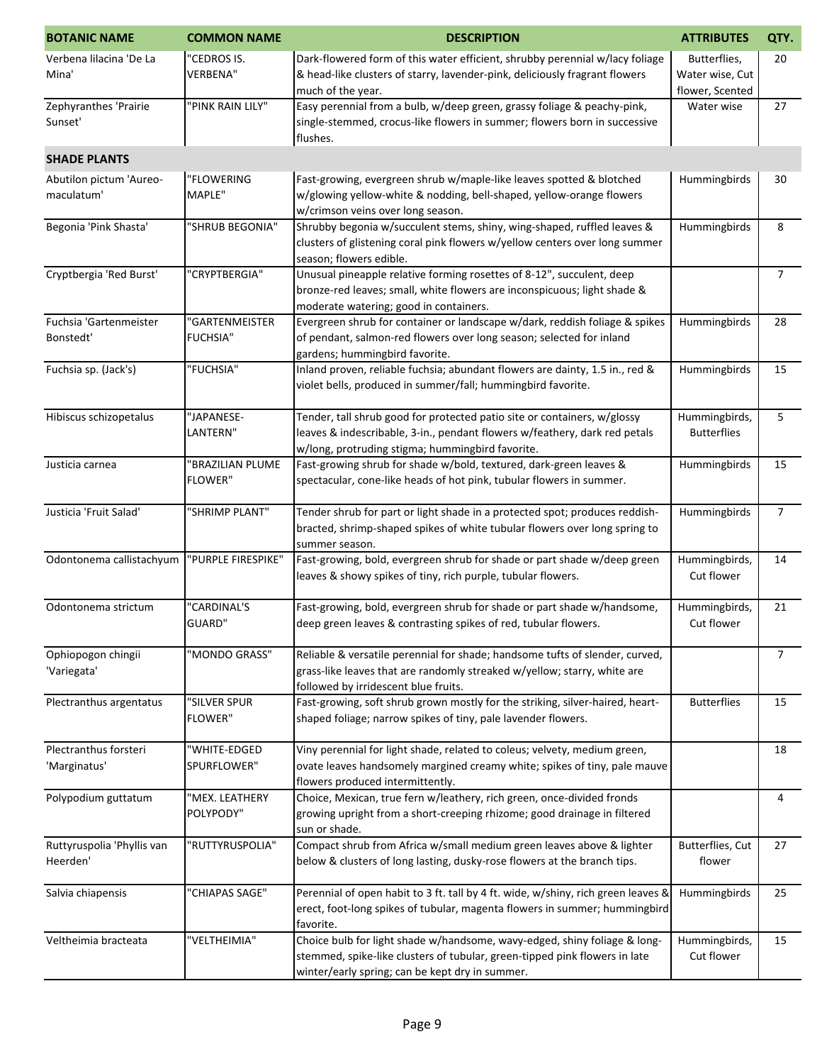| BOTANIC NAME | COMMON NAME | DESCRIPTION | ATTRIBUTES | QTY. |
|---|---|---|---|---|
| Verbena lilacina 'De La Mina' | "CEDROS IS. VERBENA" | Dark-flowered form of this water efficient, shrubby perennial w/lacy foliage & head-like clusters of starry, lavender-pink, deliciously fragrant flowers much of the year. | Butterflies, Water wise, Cut flower, Scented | 20 |
| Zephyranthes 'Prairie Sunset' | "PINK RAIN LILY" | Easy perennial from a bulb, w/deep green, grassy foliage & peachy-pink, single-stemmed, crocus-like flowers in summer; flowers born in successive flushes. | Water wise | 27 |
| **SHADE PLANTS** | | | | |
| Abutilon pictum 'Aureo-maculatum' | "FLOWERING MAPLE" | Fast-growing, evergreen shrub w/maple-like leaves spotted & blotched w/glowing yellow-white & nodding, bell-shaped, yellow-orange flowers w/crimson veins over long season. | Hummingbirds | 30 |
| Begonia 'Pink Shasta' | "SHRUB BEGONIA" | Shrubby begonia w/succulent stems, shiny, wing-shaped, ruffled leaves & clusters of glistening coral pink flowers w/yellow centers over long summer season; flowers edible. | Hummingbirds | 8 |
| Cryptbergia 'Red Burst' | "CRYPTBERGIA" | Unusual pineapple relative forming rosettes of 8-12", succulent, deep bronze-red leaves; small, white flowers are inconspicuous; light shade & moderate watering; good in containers. | | 7 |
| Fuchsia 'Gartenmeister Bonstedt' | "GARTENMEISTER FUCHSIA" | Evergreen shrub for container or landscape w/dark, reddish foliage & spikes of pendant, salmon-red flowers over long season; selected for inland gardens; hummingbird favorite. | Hummingbirds | 28 |
| Fuchsia sp. (Jack's) | "FUCHSIA" | Inland proven, reliable fuchsia; abundant flowers are dainty, 1.5 in., red & violet bells, produced in summer/fall; hummingbird favorite. | Hummingbirds | 15 |
| Hibiscus schizopetalus | "JAPANESE-LANTERN" | Tender, tall shrub good for protected patio site or containers, w/glossy leaves & indescribable, 3-in., pendant flowers w/feathery, dark red petals w/long, protruding stigma; hummingbird favorite. | Hummingbirds, Butterflies | 5 |
| Justicia carnea | "BRAZILIAN PLUME FLOWER" | Fast-growing shrub for shade w/bold, textured, dark-green leaves & spectacular, cone-like heads of hot pink, tubular flowers in summer. | Hummingbirds | 15 |
| Justicia 'Fruit Salad' | "SHRIMP PLANT" | Tender shrub for part or light shade in a protected spot; produces reddish-bracted, shrimp-shaped spikes of white tubular flowers over long spring to summer season. | Hummingbirds | 7 |
| Odontonema callistachyum | "PURPLE FIRESPIKE" | Fast-growing, bold, evergreen shrub for shade or part shade w/deep green leaves & showy spikes of tiny, rich purple, tubular flowers. | Hummingbirds, Cut flower | 14 |
| Odontonema strictum | "CARDINAL'S GUARD" | Fast-growing, bold, evergreen shrub for shade or part shade w/handsome, deep green leaves & contrasting spikes of red, tubular flowers. | Hummingbirds, Cut flower | 21 |
| Ophiopogon chingii 'Variegata' | "MONDO GRASS" | Reliable & versatile perennial for shade; handsome tufts of slender, curved, grass-like leaves that are randomly streaked w/yellow; starry, white are followed by irridescent blue fruits. | | 7 |
| Plectranthus argentatus | "SILVER SPUR FLOWER" | Fast-growing, soft shrub grown mostly for the striking, silver-haired, heart-shaped foliage; narrow spikes of tiny, pale lavender flowers. | Butterflies | 15 |
| Plectranthus forsteri 'Marginatus' | "WHITE-EDGED SPURFLOWER" | Viny perennial for light shade, related to coleus; velvety, medium green, ovate leaves handsomely margined creamy white; spikes of tiny, pale mauve flowers produced intermittently. | | 18 |
| Polypodium guttatum | "MEX. LEATHERY POLYPODY" | Choice, Mexican, true fern w/leathery, rich green, once-divided fronds growing upright from a short-creeping rhizome; good drainage in filtered sun or shade. | | 4 |
| Ruttyruspolia 'Phyllis van Heerden' | "RUTTYRUSPOLIA" | Compact shrub from Africa w/small medium green leaves above & lighter below & clusters of long lasting, dusky-rose flowers at the branch tips. | Butterflies, Cut flower | 27 |
| Salvia chiapensis | "CHIAPAS SAGE" | Perennial of open habit to 3 ft. tall by 4 ft. wide, w/shiny, rich green leaves & erect, foot-long spikes of tubular, magenta flowers in summer; hummingbird favorite. | Hummingbirds | 25 |
| Veltheimia bracteata | "VELTHEIMIA" | Choice bulb for light shade w/handsome, wavy-edged, shiny foliage & long-stemmed, spike-like clusters of tubular, green-tipped pink flowers in late winter/early spring; can be kept dry in summer. | Hummingbirds, Cut flower | 15 |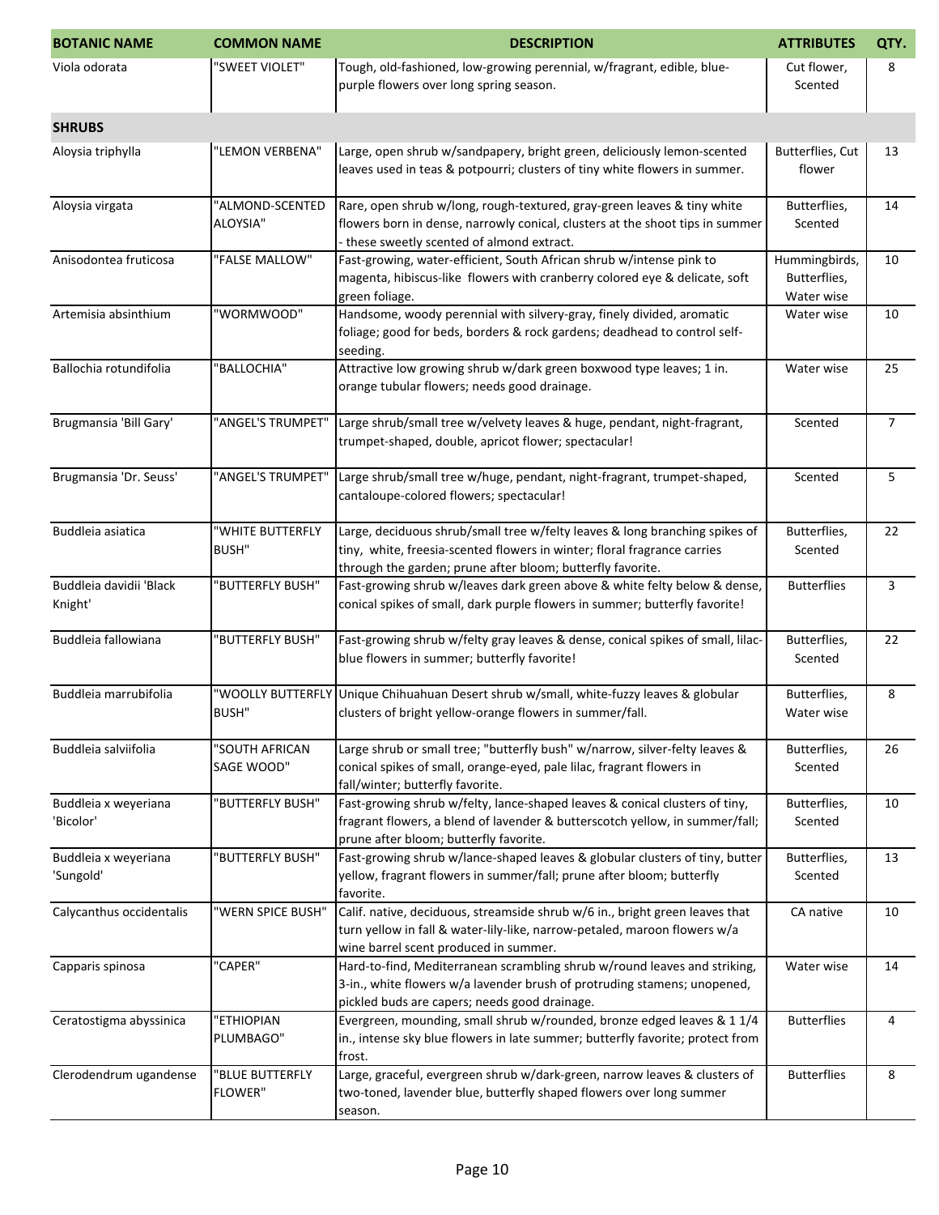| BOTANIC NAME | COMMON NAME | DESCRIPTION | ATTRIBUTES | QTY. |
|---|---|---|---|---|
| Viola odorata | "SWEET VIOLET" | Tough, old-fashioned, low-growing perennial, w/fragrant, edible, blue-purple flowers over long spring season. | Cut flower, Scented | 8 |
| **SHRUBS** | | | | |
| Aloysia triphylla | "LEMON VERBENA" | Large, open shrub w/sandpapery, bright green, deliciously lemon-scented leaves used in teas & potpourri; clusters of tiny white flowers in summer. | Butterflies, Cut flower | 13 |
| Aloysia virgata | "ALMOND-SCENTED ALOYSIA" | Rare, open shrub w/long, rough-textured, gray-green leaves & tiny white flowers born in dense, narrowly conical, clusters at the shoot tips in summer - these sweetly scented of almond extract. | Butterflies, Scented | 14 |
| Anisodontea fruticosa | "FALSE MALLOW" | Fast-growing, water-efficient, South African shrub w/intense pink to magenta, hibiscus-like flowers with cranberry colored eye & delicate, soft green foliage. | Hummingbirds, Butterflies, Water wise | 10 |
| Artemisia absinthium | "WORMWOOD" | Handsome, woody perennial with silvery-gray, finely divided, aromatic foliage; good for beds, borders & rock gardens; deadhead to control self-seeding. | Water wise | 10 |
| Ballochia rotundifolia | "BALLOCHIA" | Attractive low growing shrub w/dark green boxwood type leaves; 1 in. orange tubular flowers; needs good drainage. | Water wise | 25 |
| Brugmansia 'Bill Gary' | "ANGEL'S TRUMPET" | Large shrub/small tree w/velvety leaves & huge, pendant, night-fragrant, trumpet-shaped, double, apricot flower; spectacular! | Scented | 7 |
| Brugmansia 'Dr. Seuss' | "ANGEL'S TRUMPET" | Large shrub/small tree w/huge, pendant, night-fragrant, trumpet-shaped, cantaloupe-colored flowers; spectacular! | Scented | 5 |
| Buddleia asiatica | "WHITE BUTTERFLY BUSH" | Large, deciduous shrub/small tree w/felty leaves & long branching spikes of tiny, white, freesia-scented flowers in winter; floral fragrance carries through the garden; prune after bloom; butterfly favorite. | Butterflies, Scented | 22 |
| Buddleia davidii 'Black Knight' | "BUTTERFLY BUSH" | Fast-growing shrub w/leaves dark green above & white felty below & dense, conical spikes of small, dark purple flowers in summer; butterfly favorite! | Butterflies | 3 |
| Buddleia fallowiana | "BUTTERFLY BUSH" | Fast-growing shrub w/felty gray leaves & dense, conical spikes of small, lilac-blue flowers in summer; butterfly favorite! | Butterflies, Scented | 22 |
| Buddleia marrubifolia | "WOOLLY BUTTERFLY BUSH" | Unique Chihuahuan Desert shrub w/small, white-fuzzy leaves & globular clusters of bright yellow-orange flowers in summer/fall. | Butterflies, Water wise | 8 |
| Buddleia salviifolia | "SOUTH AFRICAN SAGE WOOD" | Large shrub or small tree; "butterfly bush" w/narrow, silver-felty leaves & conical spikes of small, orange-eyed, pale lilac, fragrant flowers in fall/winter; butterfly favorite. | Butterflies, Scented | 26 |
| Buddleia x weyeriana 'Bicolor' | "BUTTERFLY BUSH" | Fast-growing shrub w/felty, lance-shaped leaves & conical clusters of tiny, fragrant flowers, a blend of lavender & butterscotch yellow, in summer/fall; prune after bloom; butterfly favorite. | Butterflies, Scented | 10 |
| Buddleia x weyeriana 'Sungold' | "BUTTERFLY BUSH" | Fast-growing shrub w/lance-shaped leaves & globular clusters of tiny, butter yellow, fragrant flowers in summer/fall; prune after bloom; butterfly favorite. | Butterflies, Scented | 13 |
| Calycanthus occidentalis | "WERN SPICE BUSH" | Calif. native, deciduous, streamside shrub w/6 in., bright green leaves that turn yellow in fall & water-lily-like, narrow-petaled, maroon flowers w/a wine barrel scent produced in summer. | CA native | 10 |
| Capparis spinosa | "CAPER" | Hard-to-find, Mediterranean scrambling shrub w/round leaves and striking, 3-in., white flowers w/a lavender brush of protruding stamens; unopened, pickled buds are capers; needs good drainage. | Water wise | 14 |
| Ceratostigma abyssinica | "ETHIOPIAN PLUMBAGO" | Evergreen, mounding, small shrub w/rounded, bronze edged leaves & 1 1/4 in., intense sky blue flowers in late summer; butterfly favorite; protect from frost. | Butterflies | 4 |
| Clerodendrum ugandense | "BLUE BUTTERFLY FLOWER" | Large, graceful, evergreen shrub w/dark-green, narrow leaves & clusters of two-toned, lavender blue, butterfly shaped flowers over long summer season. | Butterflies | 8 |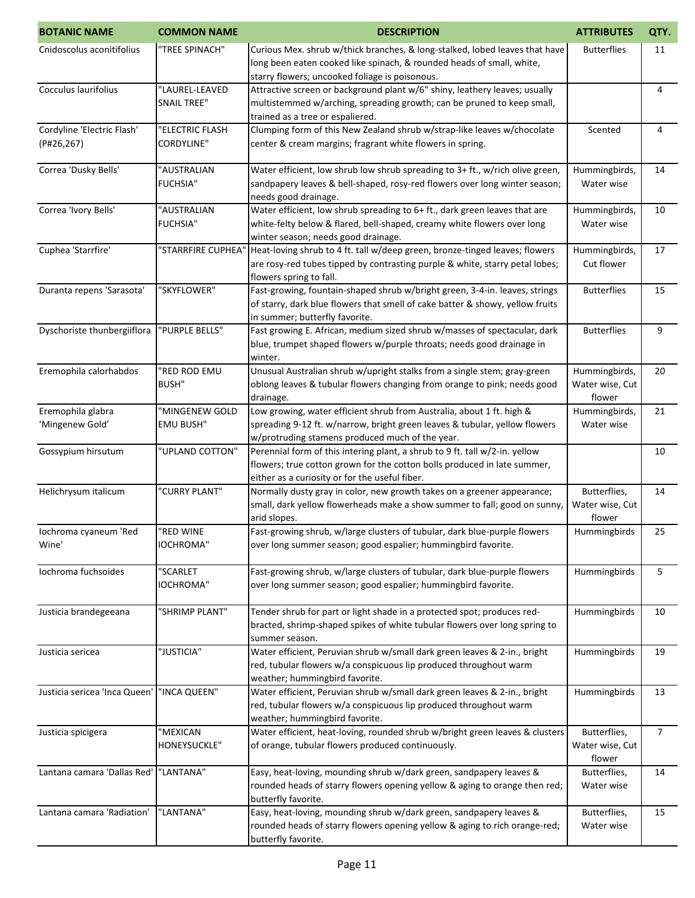| BOTANIC NAME | COMMON NAME | DESCRIPTION | ATTRIBUTES | QTY. |
|---|---|---|---|---|
| Cnidoscolus aconitifolius | "TREE SPINACH" | Curious Mex. shrub w/thick branches, & long-stalked, lobed leaves that have long been eaten cooked like spinach, & rounded heads of small, white, starry flowers; uncooked foliage is poisonous. | Butterflies | 11 |
| Cocculus laurifolius | "LAUREL-LEAVED SNAIL TREE" | Attractive screen or background plant w/6" shiny, leathery leaves; usually multistemmed w/arching, spreading growth; can be pruned to keep small, trained as a tree or espaliered. | | 4 |
| Cordyline 'Electric Flash' (P#26,267) | "ELECTRIC FLASH CORDYLINE" | Clumping form of this New Zealand shrub w/strap-like leaves w/chocolate center & cream margins; fragrant white flowers in spring. | Scented | 4 |
| Correa 'Dusky Bells' | "AUSTRALIAN FUCHSIA" | Water efficient, low shrub low shrub spreading to 3+ ft., w/rich olive green, sandpapery leaves & bell-shaped, rosy-red flowers over long winter season; needs good drainage. | Hummingbirds, Water wise | 14 |
| Correa 'Ivory Bells' | "AUSTRALIAN FUCHSIA" | Water efficient, low shrub spreading to 6+ ft., dark green leaves that are white-felty below & flared, bell-shaped, creamy white flowers over long winter season; needs good drainage. | Hummingbirds, Water wise | 10 |
| Cuphea 'Starrfire' | "STARRFIRE CUPHEA" | Heat-loving shrub to 4 ft. tall w/deep green, bronze-tinged leaves; flowers are rosy-red tubes tipped by contrasting purple & white, starry petal lobes; flowers spring to fall. | Hummingbirds, Cut flower | 17 |
| Duranta repens 'Sarasota' | "SKYFLOWER" | Fast-growing, fountain-shaped shrub w/bright green, 3-4-in. leaves, strings of starry, dark blue flowers that smell of cake batter & showy, yellow fruits in summer; butterfly favorite. | Butterflies | 15 |
| Dyschoriste thunbergiiflora | "PURPLE BELLS" | Fast growing E. African, medium sized shrub w/masses of spectacular, dark blue, trumpet shaped flowers w/purple throats; needs good drainage in winter. | Butterflies | 9 |
| Eremophila calorhabdos | "RED ROD EMU BUSH" | Unusual Australian shrub w/upright stalks from a single stem; gray-green oblong leaves & tubular flowers changing from orange to pink; needs good drainage. | Hummingbirds, Water wise, Cut flower | 20 |
| Eremophila glabra 'Mingenew Gold' | "MINGENEW GOLD EMU BUSH" | Low growing, water efficient shrub from Australia, about 1 ft. high & spreading 9-12 ft. w/narrow, bright green leaves & tubular, yellow flowers w/protruding stamens produced much of the year. | Hummingbirds, Water wise | 21 |
| Gossypium hirsutum | "UPLAND COTTON" | Perennial form of this intering plant, a shrub to 9 ft. tall w/2-in. yellow flowers; true cotton grown for the cotton bolls produced in late summer, either as a curiosity or for the useful fiber. | | 10 |
| Helichrysum italicum | "CURRY PLANT" | Normally dusty gray in color, new growth takes on a greener appearance; small, dark yellow flowerheads make a show summer to fall; good on sunny, arid slopes. | Butterflies, Water wise, Cut flower | 14 |
| Iochroma cyaneum 'Red Wine' | "RED WINE IOCHROMA" | Fast-growing shrub, w/large clusters of tubular, dark blue-purple flowers over long summer season; good espalier; hummingbird favorite. | Hummingbirds | 25 |
| Iochroma fuchsoides | "SCARLET IOCHROMA" | Fast-growing shrub, w/large clusters of tubular, dark blue-purple flowers over long summer season; good espalier; hummingbird favorite. | Hummingbirds | 5 |
| Justicia brandegeeana | "SHRIMP PLANT" | Tender shrub for part or light shade in a protected spot; produces red-bracted, shrimp-shaped spikes of white tubular flowers over long spring to summer season. | Hummingbirds | 10 |
| Justicia sericea | "JUSTICIA" | Water efficient, Peruvian shrub w/small dark green leaves & 2-in., bright red, tubular flowers w/a conspicuous lip produced throughout warm weather; hummingbird favorite. | Hummingbirds | 19 |
| Justicia sericea 'Inca Queen' | "INCA QUEEN" | Water efficient, Peruvian shrub w/small dark green leaves & 2-in., bright red, tubular flowers w/a conspicuous lip produced throughout warm weather; hummingbird favorite. | Hummingbirds | 13 |
| Justicia spicigera | "MEXICAN HONEYSUCKLE" | Water efficient, heat-loving, rounded shrub w/bright green leaves & clusters of orange, tubular flowers produced continuously. | Butterflies, Water wise, Cut flower | 7 |
| Lantana camara 'Dallas Red' | "LANTANA" | Easy, heat-loving, mounding shrub w/dark green, sandpapery leaves & rounded heads of starry flowers opening yellow & aging to orange then red; butterfly favorite. | Butterflies, Water wise | 14 |
| Lantana camara 'Radiation' | "LANTANA" | Easy, heat-loving, mounding shrub w/dark green, sandpapery leaves & rounded heads of starry flowers opening yellow & aging to rich orange-red; butterfly favorite. | Butterflies, Water wise | 15 |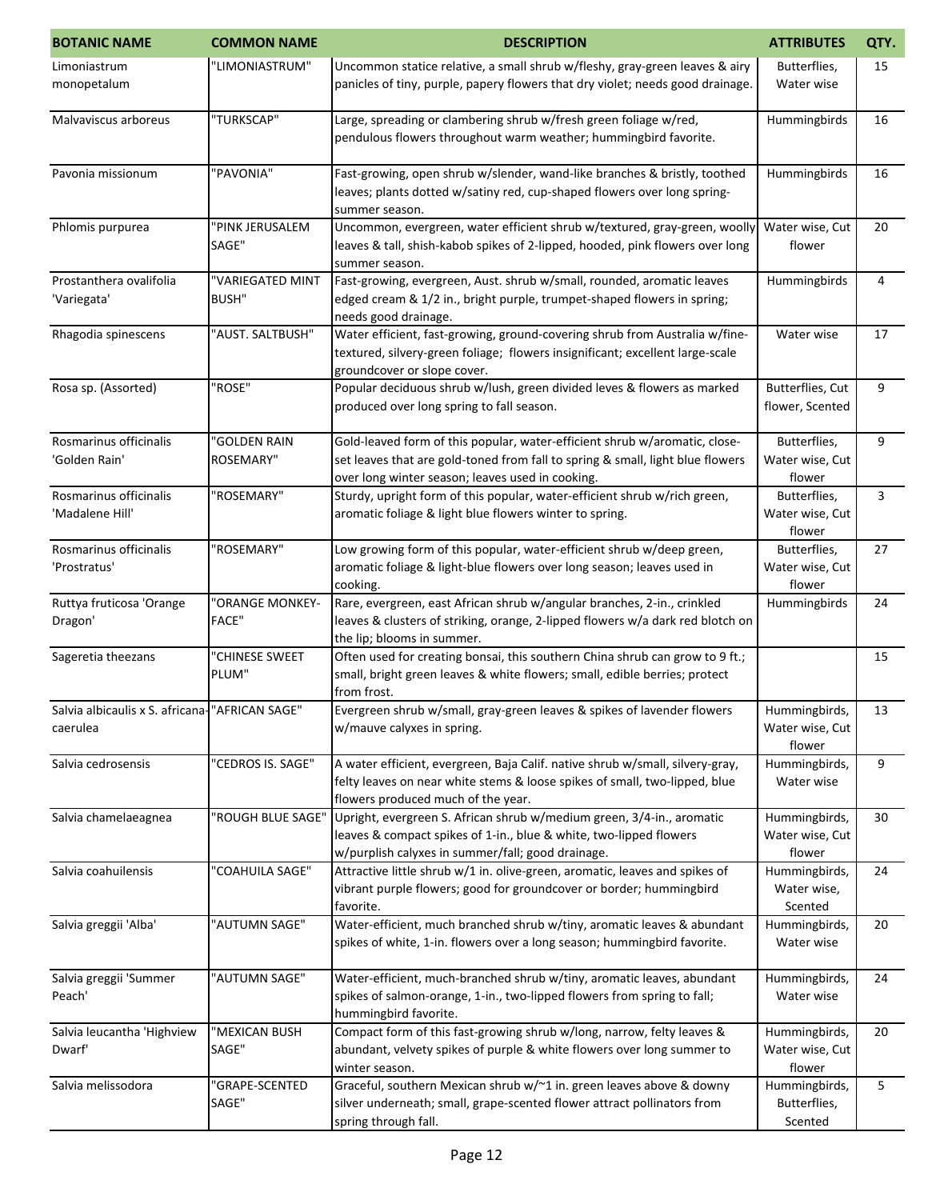| BOTANIC NAME | COMMON NAME | DESCRIPTION | ATTRIBUTES | QTY. |
|---|---|---|---|---|
| Limoniastrum monopetalum | "LIMONIASTRUM" | Uncommon statice relative, a small shrub w/fleshy, gray-green leaves & airy panicles of tiny, purple, papery flowers that dry violet; needs good drainage. | Butterflies, Water wise | 15 |
| Malvaviscus arboreus | "TURKSCAP" | Large, spreading or clambering shrub w/fresh green foliage w/red, pendulous flowers throughout warm weather; hummingbird favorite. | Hummingbirds | 16 |
| Pavonia missionum | "PAVONIA" | Fast-growing, open shrub w/slender, wand-like branches & bristly, toothed leaves; plants dotted w/satiny red, cup-shaped flowers over long spring-summer season. | Hummingbirds | 16 |
| Phlomis purpurea | "PINK JERUSALEM SAGE" | Uncommon, evergreen, water efficient shrub w/textured, gray-green, woolly leaves & tall, shish-kabob spikes of 2-lipped, hooded, pink flowers over long summer season. | Water wise, Cut flower | 20 |
| Prostanthera ovalifolia 'Variegata' | "VARIEGATED MINT BUSH" | Fast-growing, evergreen, Aust. shrub w/small, rounded, aromatic leaves edged cream & 1/2 in., bright purple, trumpet-shaped flowers in spring; needs good drainage. | Hummingbirds | 4 |
| Rhagodia spinescens | "AUST. SALTBUSH" | Water efficient, fast-growing, ground-covering shrub from Australia w/fine-textured, silvery-green foliage; flowers insignificant; excellent large-scale groundcover or slope cover. | Water wise | 17 |
| Rosa sp. (Assorted) | "ROSE" | Popular deciduous shrub w/lush, green divided leves & flowers as marked produced over long spring to fall season. | Butterflies, Cut flower, Scented | 9 |
| Rosmarinus officinalis 'Golden Rain' | "GOLDEN RAIN ROSEMARY" | Gold-leaved form of this popular, water-efficient shrub w/aromatic, close-set leaves that are gold-toned from fall to spring & small, light blue flowers over long winter season; leaves used in cooking. | Butterflies, Water wise, Cut flower | 9 |
| Rosmarinus officinalis 'Madalene Hill' | "ROSEMARY" | Sturdy, upright form of this popular, water-efficient shrub w/rich green, aromatic foliage & light blue flowers winter to spring. | Butterflies, Water wise, Cut flower | 3 |
| Rosmarinus officinalis 'Prostratus' | "ROSEMARY" | Low growing form of this popular, water-efficient shrub w/deep green, aromatic foliage & light-blue flowers over long season; leaves used in cooking. | Butterflies, Water wise, Cut flower | 27 |
| Ruttya fruticosa 'Orange Dragon' | "ORANGE MONKEY-FACE" | Rare, evergreen, east African shrub w/angular branches, 2-in., crinkled leaves & clusters of striking, orange, 2-lipped flowers w/a dark red blotch on the lip; blooms in summer. | Hummingbirds | 24 |
| Sageretia theezans | "CHINESE SWEET PLUM" | Often used for creating bonsai, this southern China shrub can grow to 9 ft.; small, bright green leaves & white flowers; small, edible berries; protect from frost. | | 15 |
| Salvia albicaulis x S. africana-caerulea | "AFRICAN SAGE" | Evergreen shrub w/small, gray-green leaves & spikes of lavender flowers w/mauve calyxes in spring. | Hummingbirds, Water wise, Cut flower | 13 |
| Salvia cedrosensis | "CEDROS IS. SAGE" | A water efficient, evergreen, Baja Calif. native shrub w/small, silvery-gray, felty leaves on near white stems & loose spikes of small, two-lipped, blue flowers produced much of the year. | Hummingbirds, Water wise | 9 |
| Salvia chamelaeagnea | "ROUGH BLUE SAGE" | Upright, evergreen S. African shrub w/medium green, 3/4-in., aromatic leaves & compact spikes of 1-in., blue & white, two-lipped flowers w/purplish calyxes in summer/fall; good drainage. | Hummingbirds, Water wise, Cut flower | 30 |
| Salvia coahuilensis | "COAHUILA SAGE" | Attractive little shrub w/1 in. olive-green, aromatic, leaves and spikes of vibrant purple flowers; good for groundcover or border; hummingbird favorite. | Hummingbirds, Water wise, Scented | 24 |
| Salvia greggii 'Alba' | "AUTUMN SAGE" | Water-efficient, much branched shrub w/tiny, aromatic leaves & abundant spikes of white, 1-in. flowers over a long season; hummingbird favorite. | Hummingbirds, Water wise | 20 |
| Salvia greggii 'Summer Peach' | "AUTUMN SAGE" | Water-efficient, much-branched shrub w/tiny, aromatic leaves, abundant spikes of salmon-orange, 1-in., two-lipped flowers from spring to fall; hummingbird favorite. | Hummingbirds, Water wise | 24 |
| Salvia leucantha 'Highview Dwarf' | "MEXICAN BUSH SAGE" | Compact form of this fast-growing shrub w/long, narrow, felty leaves & abundant, velvety spikes of purple & white flowers over long summer to winter season. | Hummingbirds, Water wise, Cut flower | 20 |
| Salvia melissodora | "GRAPE-SCENTED SAGE" | Graceful, southern Mexican shrub w/~1 in. green leaves above & downy silver underneath; small, grape-scented flower attract pollinators from spring through fall. | Hummingbirds, Butterflies, Scented | 5 |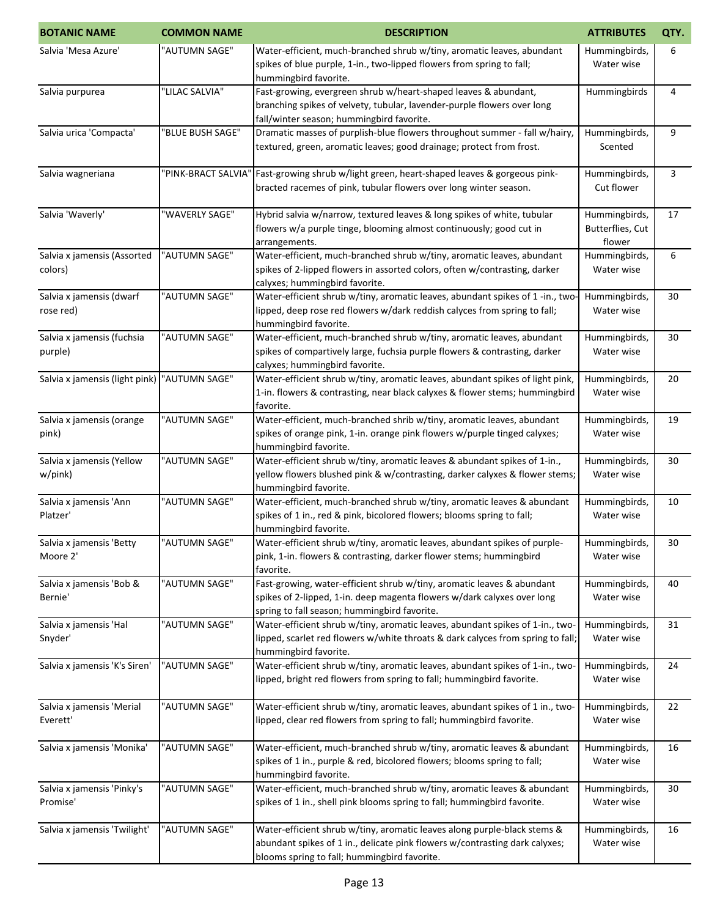| BOTANIC NAME | COMMON NAME | DESCRIPTION | ATTRIBUTES | QTY. |
|---|---|---|---|---|
| Salvia 'Mesa Azure' | "AUTUMN SAGE" | Water-efficient, much-branched shrub w/tiny, aromatic leaves, abundant spikes of blue purple, 1-in., two-lipped flowers from spring to fall; hummingbird favorite. | Hummingbirds, Water wise | 6 |
| Salvia purpurea | "LILAC SALVIA" | Fast-growing, evergreen shrub w/heart-shaped leaves & abundant, branching spikes of velvety, tubular, lavender-purple flowers over long fall/winter season; hummingbird favorite. | Hummingbirds | 4 |
| Salvia urica 'Compacta' | "BLUE BUSH SAGE" | Dramatic masses of purplish-blue flowers throughout summer - fall w/hairy, textured, green, aromatic leaves; good drainage; protect from frost. | Hummingbirds, Scented | 9 |
| Salvia wagneriana | "PINK-BRACT SALVIA" | Fast-growing shrub w/light green, heart-shaped leaves & gorgeous pink-bracted racemes of pink, tubular flowers over long winter season. | Hummingbirds, Cut flower | 3 |
| Salvia 'Waverly' | "WAVERLY SAGE" | Hybrid salvia w/narrow, textured leaves & long spikes of white, tubular flowers w/a purple tinge, blooming almost continuously; good cut in arrangements. | Hummingbirds, Butterflies, Cut flower | 17 |
| Salvia x jamensis (Assorted colors) | "AUTUMN SAGE" | Water-efficient, much-branched shrub w/tiny, aromatic leaves, abundant spikes of 2-lipped flowers in assorted colors, often w/contrasting, darker calyxes; hummingbird favorite. | Hummingbirds, Water wise | 6 |
| Salvia x jamensis (dwarf rose red) | "AUTUMN SAGE" | Water-efficient shrub w/tiny, aromatic leaves, abundant spikes of 1 -in., two-lipped, deep rose red flowers w/dark reddish calyces from spring to fall; hummingbird favorite. | Hummingbirds, Water wise | 30 |
| Salvia x jamensis (fuchsia purple) | "AUTUMN SAGE" | Water-efficient, much-branched shrub w/tiny, aromatic leaves, abundant spikes of compartively large, fuchsia purple flowers & contrasting, darker calyxes; hummingbird favorite. | Hummingbirds, Water wise | 30 |
| Salvia x jamensis (light pink) | "AUTUMN SAGE" | Water-efficient shrub w/tiny, aromatic leaves, abundant spikes of light pink, 1-in. flowers & contrasting, near black calyxes & flower stems; hummingbird favorite. | Hummingbirds, Water wise | 20 |
| Salvia x jamensis (orange pink) | "AUTUMN SAGE" | Water-efficient, much-branched shrib w/tiny, aromatic leaves, abundant spikes of orange pink, 1-in. orange pink flowers w/purple tinged calyxes; hummingbird favorite. | Hummingbirds, Water wise | 19 |
| Salvia x jamensis (Yellow w/pink) | "AUTUMN SAGE" | Water-efficient shrub w/tiny, aromatic leaves & abundant spikes of 1-in., yellow flowers blushed pink & w/contrasting, darker calyxes & flower stems; hummingbird favorite. | Hummingbirds, Water wise | 30 |
| Salvia x jamensis 'Ann Platzer' | "AUTUMN SAGE" | Water-efficient, much-branched shrub w/tiny, aromatic leaves & abundant spikes of 1 in., red & pink, bicolored flowers; blooms spring to fall; hummingbird favorite. | Hummingbirds, Water wise | 10 |
| Salvia x jamensis 'Betty Moore 2' | "AUTUMN SAGE" | Water-efficient shrub w/tiny, aromatic leaves, abundant spikes of purple-pink, 1-in. flowers & contrasting, darker flower stems; hummingbird favorite. | Hummingbirds, Water wise | 30 |
| Salvia x jamensis 'Bob & Bernie' | "AUTUMN SAGE" | Fast-growing, water-efficient shrub w/tiny, aromatic leaves & abundant spikes of 2-lipped, 1-in. deep magenta flowers w/dark calyxes over long spring to fall season; hummingbird favorite. | Hummingbirds, Water wise | 40 |
| Salvia x jamensis 'Hal Snyder' | "AUTUMN SAGE" | Water-efficient shrub w/tiny, aromatic leaves, abundant spikes of 1-in., two-lipped, scarlet red flowers w/white throats & dark calyces from spring to fall; hummingbird favorite. | Hummingbirds, Water wise | 31 |
| Salvia x jamensis 'K's Siren' | "AUTUMN SAGE" | Water-efficient shrub w/tiny, aromatic leaves, abundant spikes of 1-in., two-lipped, bright red flowers from spring to fall; hummingbird favorite. | Hummingbirds, Water wise | 24 |
| Salvia x jamensis 'Merial Everett' | "AUTUMN SAGE" | Water-efficient shrub w/tiny, aromatic leaves, abundant spikes of 1 in., two-lipped, clear red flowers from spring to fall; hummingbird favorite. | Hummingbirds, Water wise | 22 |
| Salvia x jamensis 'Monika' | "AUTUMN SAGE" | Water-efficient, much-branched shrub w/tiny, aromatic leaves & abundant spikes of 1 in., purple & red, bicolored flowers; blooms spring to fall; hummingbird favorite. | Hummingbirds, Water wise | 16 |
| Salvia x jamensis 'Pinky's Promise' | "AUTUMN SAGE" | Water-efficient, much-branched shrub w/tiny, aromatic leaves & abundant spikes of 1 in., shell pink blooms spring to fall; hummingbird favorite. | Hummingbirds, Water wise | 30 |
| Salvia x jamensis 'Twilight' | "AUTUMN SAGE" | Water-efficient shrub w/tiny, aromatic leaves along purple-black stems & abundant spikes of 1 in., delicate pink flowers w/contrasting dark calyxes; blooms spring to fall; hummingbird favorite. | Hummingbirds, Water wise | 16 |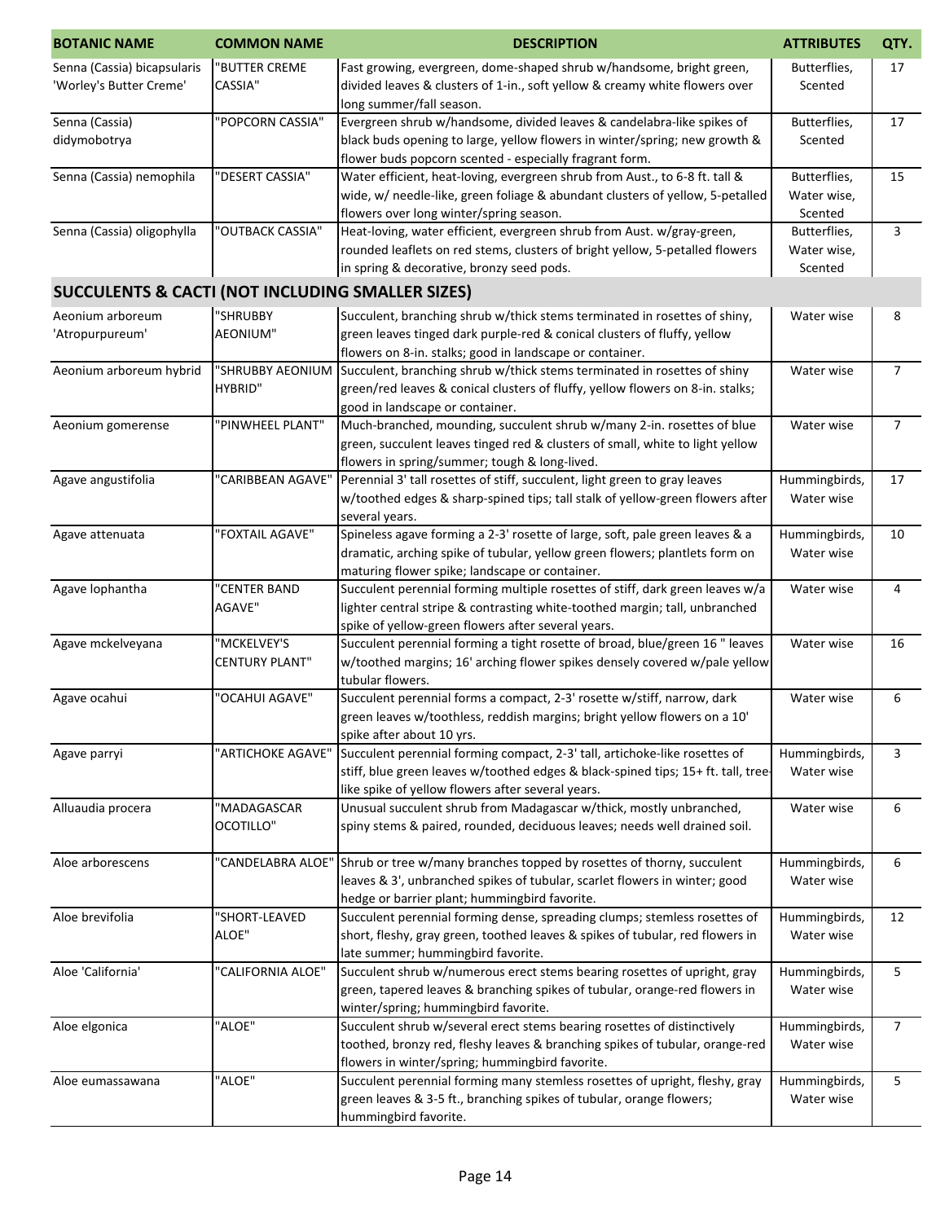| BOTANIC NAME | COMMON NAME | DESCRIPTION | ATTRIBUTES | QTY. |
|---|---|---|---|---|
| Senna (Cassia) bicapsularis 'Worley's Butter Creme' | "BUTTER CREME CASSIA" | Fast growing, evergreen, dome-shaped shrub w/handsome, bright green, divided leaves & clusters of 1-in., soft yellow & creamy white flowers over long summer/fall season. | Butterflies, Scented | 17 |
| Senna (Cassia) didymobotrya | "POPCORN CASSIA" | Evergreen shrub w/handsome, divided leaves & candelabra-like spikes of black buds opening to large, yellow flowers in winter/spring; new growth & flower buds popcorn scented - especially fragrant form. | Butterflies, Scented | 17 |
| Senna (Cassia) nemophila | "DESERT CASSIA" | Water efficient, heat-loving, evergreen shrub from Aust., to 6-8 ft. tall & wide, w/ needle-like, green foliage & abundant clusters of yellow, 5-petalled flowers over long winter/spring season. | Butterflies, Water wise, Scented | 15 |
| Senna (Cassia) oligophylla | "OUTBACK CASSIA" | Heat-loving, water efficient, evergreen shrub from Aust. w/gray-green, rounded leaflets on red stems, clusters of bright yellow, 5-petalled flowers in spring & decorative, bronzy seed pods. | Butterflies, Water wise, Scented | 3 |
| **SUCCULENTS & CACTI (NOT INCLUDING SMALLER SIZES)** | | | | |
| Aeonium arboreum 'Atropurpureum' | "SHRUBBY AEONIUM" | Succulent, branching shrub w/thick stems terminated in rosettes of shiny, green leaves tinged dark purple-red & conical clusters of fluffy, yellow flowers on 8-in. stalks; good in landscape or container. | Water wise | 8 |
| Aeonium arboreum hybrid | "SHRUBBY AEONIUM HYBRID" | Succulent, branching shrub w/thick stems terminated in rosettes of shiny green/red leaves & conical clusters of fluffy, yellow flowers on 8-in. stalks; good in landscape or container. | Water wise | 7 |
| Aeonium gomerense | "PINWHEEL PLANT" | Much-branched, mounding, succulent shrub w/many 2-in. rosettes of blue green, succulent leaves tinged red & clusters of small, white to light yellow flowers in spring/summer; tough & long-lived. | Water wise | 7 |
| Agave angustifolia | "CARIBBEAN AGAVE" | Perennial 3' tall rosettes of stiff, succulent, light green to gray leaves w/toothed edges & sharp-spined tips; tall stalk of yellow-green flowers after several years. | Hummingbirds, Water wise | 17 |
| Agave attenuata | "FOXTAIL AGAVE" | Spineless agave forming a 2-3' rosette of large, soft, pale green leaves & a dramatic, arching spike of tubular, yellow green flowers; plantlets form on maturing flower spike; landscape or container. | Hummingbirds, Water wise | 10 |
| Agave lophantha | "CENTER BAND AGAVE" | Succulent perennial forming multiple rosettes of stiff, dark green leaves w/a lighter central stripe & contrasting white-toothed margin; tall, unbranched spike of yellow-green flowers after several years. | Water wise | 4 |
| Agave mckelveyana | "MCKELVEY'S CENTURY PLANT" | Succulent perennial forming a tight rosette of broad, blue/green 16 " leaves w/toothed margins; 16' arching flower spikes densely covered w/pale yellow tubular flowers. | Water wise | 16 |
| Agave ocahui | "OCAHUI AGAVE" | Succulent perennial forms a compact, 2-3' rosette w/stiff, narrow, dark green leaves w/toothless, reddish margins; bright yellow flowers on a 10' spike after about 10 yrs. | Water wise | 6 |
| Agave parryi | "ARTICHOKE AGAVE" | Succulent perennial forming compact, 2-3' tall, artichoke-like rosettes of stiff, blue green leaves w/toothed edges & black-spined tips; 15+ ft. tall, tree-like spike of yellow flowers after several years. | Hummingbirds, Water wise | 3 |
| Alluaudia procera | "MADAGASCAR OCOTILLO" | Unusual succulent shrub from Madagascar w/thick, mostly unbranched, spiny stems & paired, rounded, deciduous leaves; needs well drained soil. | Water wise | 6 |
| Aloe arborescens | "CANDELABRA ALOE" | Shrub or tree w/many branches topped by rosettes of thorny, succulent leaves & 3', unbranched spikes of tubular, scarlet flowers in winter; good hedge or barrier plant; hummingbird favorite. | Hummingbirds, Water wise | 6 |
| Aloe brevifolia | "SHORT-LEAVED ALOE" | Succulent perennial forming dense, spreading clumps; stemless rosettes of short, fleshy, gray green, toothed leaves & spikes of tubular, red flowers in late summer; hummingbird favorite. | Hummingbirds, Water wise | 12 |
| Aloe 'California' | "CALIFORNIA ALOE" | Succulent shrub w/numerous erect stems bearing rosettes of upright, gray green, tapered leaves & branching spikes of tubular, orange-red flowers in winter/spring; hummingbird favorite. | Hummingbirds, Water wise | 5 |
| Aloe elgonica | "ALOE" | Succulent shrub w/several erect stems bearing rosettes of distinctively toothed, bronzy red, fleshy leaves & branching spikes of tubular, orange-red flowers in winter/spring; hummingbird favorite. | Hummingbirds, Water wise | 7 |
| Aloe eumassawana | "ALOE" | Succulent perennial forming many stemless rosettes of upright, fleshy, gray green leaves & 3-5 ft., branching spikes of tubular, orange flowers; hummingbird favorite. | Hummingbirds, Water wise | 5 |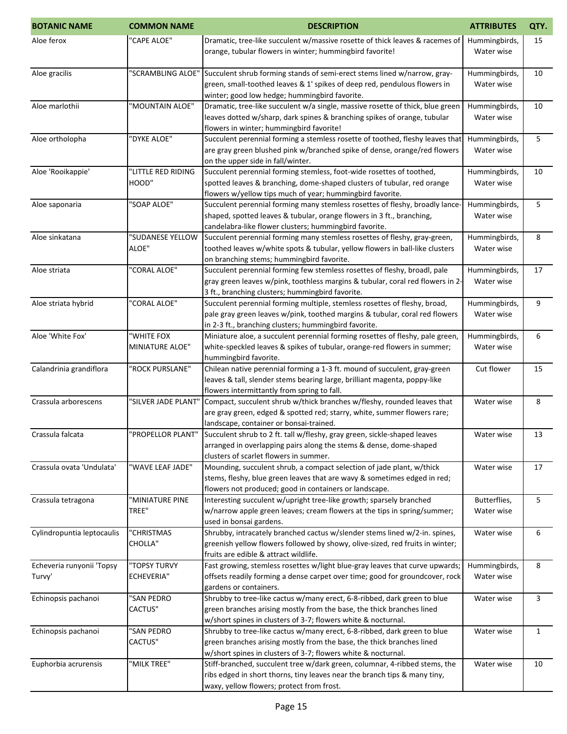| BOTANIC NAME | COMMON NAME | DESCRIPTION | ATTRIBUTES | QTY. |
|---|---|---|---|---|
| Aloe ferox | "CAPE ALOE" | Dramatic, tree-like succulent w/massive rosette of thick leaves & racemes of orange, tubular flowers in winter; hummingbird favorite! | Hummingbirds, Water wise | 15 |
| Aloe gracilis | "SCRAMBLING ALOE" | Succulent shrub forming stands of semi-erect stems lined w/narrow, gray-green, small-toothed leaves & 1' spikes of deep red, pendulous flowers in winter; good low hedge; hummingbird favorite. | Hummingbirds, Water wise | 10 |
| Aloe marlothii | "MOUNTAIN ALOE" | Dramatic, tree-like succulent w/a single, massive rosette of thick, blue green leaves dotted w/sharp, dark spines & branching spikes of orange, tubular flowers in winter; hummingbird favorite! | Hummingbirds, Water wise | 10 |
| Aloe ortholopha | "DYKE ALOE" | Succulent perennial forming a stemless rosette of toothed, fleshy leaves that are gray green blushed pink w/branched spike of dense, orange/red flowers on the upper side in fall/winter. | Hummingbirds, Water wise | 5 |
| Aloe 'Rooikappie' | "LITTLE RED RIDING HOOD" | Succulent perennial forming stemless, foot-wide rosettes of toothed, spotted leaves & branching, dome-shaped clusters of tubular, red orange flowers w/yellow tips much of year; hummingbird favorite. | Hummingbirds, Water wise | 10 |
| Aloe saponaria | "SOAP ALOE" | Succulent perennial forming many stemless rosettes of fleshy, broadly lance-shaped, spotted leaves & tubular, orange flowers in 3 ft., branching, candelabra-like flower clusters; hummingbird favorite. | Hummingbirds, Water wise | 5 |
| Aloe sinkatana | "SUDANESE YELLOW ALOE" | Succulent perennial forming many stemless rosettes of fleshy, gray-green, toothed leaves w/white spots & tubular, yellow flowers in ball-like clusters on branching stems; hummingbird favorite. | Hummingbirds, Water wise | 8 |
| Aloe striata | "CORAL ALOE" | Succulent perennial forming few stemless rosettes of fleshy, broadl, pale gray green leaves w/pink, toothless margins & tubular, coral red flowers in 2-3 ft., branching clusters; hummingbird favorite. | Hummingbirds, Water wise | 17 |
| Aloe striata hybrid | "CORAL ALOE" | Succulent perennial forming multiple, stemless rosettes of fleshy, broad, pale gray green leaves w/pink, toothed margins & tubular, coral red flowers in 2-3 ft., branching clusters; hummingbird favorite. | Hummingbirds, Water wise | 9 |
| Aloe 'White Fox' | "WHITE FOX MINIATURE ALOE" | Miniature aloe, a succulent perennial forming rosettes of fleshy, pale green, white-speckled leaves & spikes of tubular, orange-red flowers in summer; hummingbird favorite. | Hummingbirds, Water wise | 6 |
| Calandrinia grandiflora | "ROCK PURSLANE" | Chilean native perennial forming a 1-3 ft. mound of succulent, gray-green leaves & tall, slender stems bearing large, brilliant magenta, poppy-like flowers intermittantly from spring to fall. | Cut flower | 15 |
| Crassula arborescens | "SILVER JADE PLANT" | Compact, succulent shrub w/thick branches w/fleshy, rounded leaves that are gray green, edged & spotted red; starry, white, summer flowers rare; landscape, container or bonsai-trained. | Water wise | 8 |
| Crassula falcata | "PROPELLOR PLANT" | Succulent shrub to 2 ft. tall w/fleshy, gray green, sickle-shaped leaves arranged in overlapping pairs along the stems & dense, dome-shaped clusters of scarlet flowers in summer. | Water wise | 13 |
| Crassula ovata 'Undulata' | "WAVE LEAF JADE" | Mounding, succulent shrub, a compact selection of jade plant, w/thick stems, fleshy, blue green leaves that are wavy & sometimes edged in red; flowers not produced; good in containers or landscape. | Water wise | 17 |
| Crassula tetragona | "MINIATURE PINE TREE" | Interesting succulent w/upright tree-like growth; sparsely branched w/narrow apple green leaves; cream flowers at the tips in spring/summer; used in bonsai gardens. | Butterflies, Water wise | 5 |
| Cylindropuntia leptocaulis | "CHRISTMAS CHOLLA" | Shrubby, intricately branched cactus w/slender stems lined w/2-in. spines, greenish yellow flowers followed by showy, olive-sized, red fruits in winter; fruits are edible & attract wildlife. | Water wise | 6 |
| Echeveria runyonii 'Topsy Turvy' | "TOPSY TURVY ECHEVERIA" | Fast growing, stemless rosettes w/light blue-gray leaves that curve upwards; offsets readily forming a dense carpet over time; good for groundcover, rock gardens or containers. | Hummingbirds, Water wise | 8 |
| Echinopsis pachanoi | "SAN PEDRO CACTUS" | Shrubby to tree-like cactus w/many erect, 6-8-ribbed, dark green to blue green branches arising mostly from the base, the thick branches lined w/short spines in clusters of 3-7; flowers white & nocturnal. | Water wise | 3 |
| Echinopsis pachanoi | "SAN PEDRO CACTUS" | Shrubby to tree-like cactus w/many erect, 6-8-ribbed, dark green to blue green branches arising mostly from the base, the thick branches lined w/short spines in clusters of 3-7; flowers white & nocturnal. | Water wise | 1 |
| Euphorbia acrurensis | "MILK TREE" | Stiff-branched, succulent tree w/dark green, columnar, 4-ribbed stems, the ribs edged in short thorns, tiny leaves near the branch tips & many tiny, waxy, yellow flowers; protect from frost. | Water wise | 10 |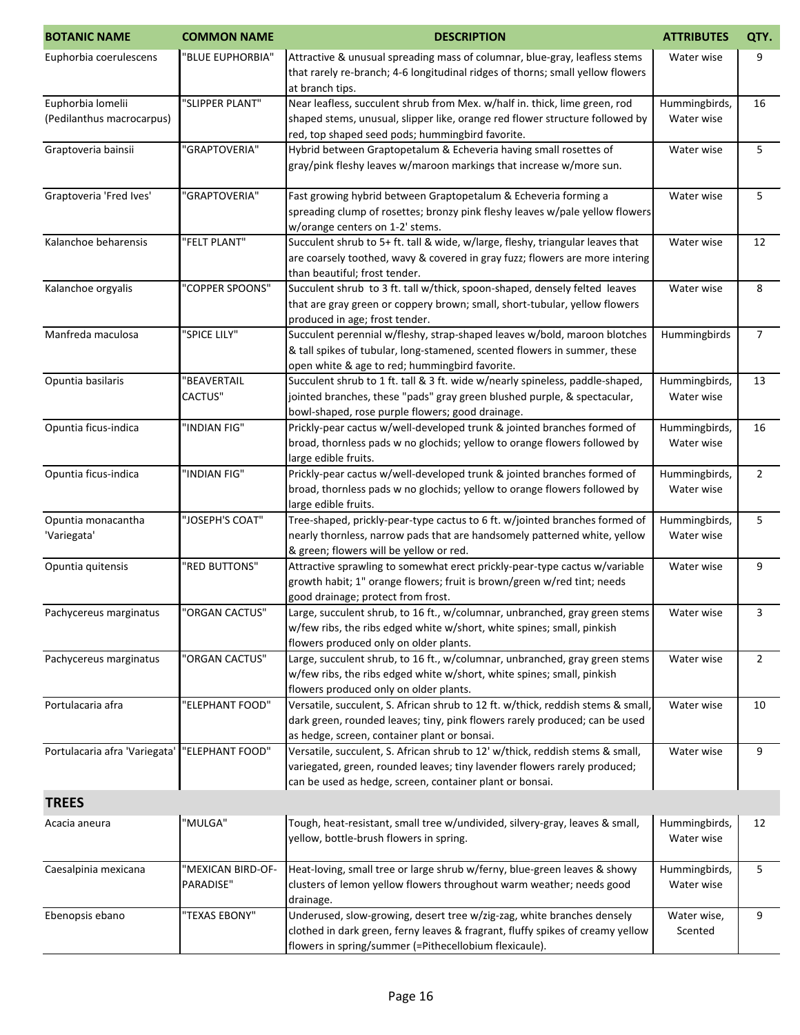| BOTANIC NAME | COMMON NAME | DESCRIPTION | ATTRIBUTES | QTY. |
|---|---|---|---|---|
| Euphorbia coerulescens | "BLUE EUPHORBIA" | Attractive & unusual spreading mass of columnar, blue-gray, leafless stems that rarely re-branch; 4-6 longitudinal ridges of thorns; small yellow flowers at branch tips. | Water wise | 9 |
| Euphorbia lomelii (Pedilanthus macrocarpus) | "SLIPPER PLANT" | Near leafless, succulent shrub from Mex. w/half in. thick, lime green, rod shaped stems, unusual, slipper like, orange red flower structure followed by red, top shaped seed pods; hummingbird favorite. | Hummingbirds, Water wise | 16 |
| Graptoveria bainsii | "GRAPTOVERIA" | Hybrid between Graptopetalum & Echeveria having small rosettes of gray/pink fleshy leaves w/maroon markings that increase w/more sun. | Water wise | 5 |
| Graptoveria 'Fred Ives' | "GRAPTOVERIA" | Fast growing hybrid between Graptopetalum & Echeveria forming a spreading clump of rosettes; bronzy pink fleshy leaves w/pale yellow flowers w/orange centers on 1-2' stems. | Water wise | 5 |
| Kalanchoe beharensis | "FELT PLANT" | Succulent shrub to 5+ ft. tall & wide, w/large, fleshy, triangular leaves that are coarsely toothed, wavy & covered in gray fuzz; flowers are more intering than beautiful; frost tender. | Water wise | 12 |
| Kalanchoe orgyalis | "COPPER SPOONS" | Succulent shrub to 3 ft. tall w/thick, spoon-shaped, densely felted leaves that are gray green or coppery brown; small, short-tubular, yellow flowers produced in age; frost tender. | Water wise | 8 |
| Manfreda maculosa | "SPICE LILY" | Succulent perennial w/fleshy, strap-shaped leaves w/bold, maroon blotches & tall spikes of tubular, long-stamened, scented flowers in summer, these open white & age to red; hummingbird favorite. | Hummingbirds | 7 |
| Opuntia basilaris | "BEAVERTAIL CACTUS" | Succulent shrub to 1 ft. tall & 3 ft. wide w/nearly spineless, paddle-shaped, jointed branches, these "pads" gray green blushed purple, & spectacular, bowl-shaped, rose purple flowers; good drainage. | Hummingbirds, Water wise | 13 |
| Opuntia ficus-indica | "INDIAN FIG" | Prickly-pear cactus w/well-developed trunk & jointed branches formed of broad, thornless pads w no glochids; yellow to orange flowers followed by large edible fruits. | Hummingbirds, Water wise | 16 |
| Opuntia ficus-indica | "INDIAN FIG" | Prickly-pear cactus w/well-developed trunk & jointed branches formed of broad, thornless pads w no glochids; yellow to orange flowers followed by large edible fruits. | Hummingbirds, Water wise | 2 |
| Opuntia monacantha 'Variegata' | "JOSEPH'S COAT" | Tree-shaped, prickly-pear-type cactus to 6 ft. w/jointed branches formed of nearly thornless, narrow pads that are handsomely patterned white, yellow & green; flowers will be yellow or red. | Hummingbirds, Water wise | 5 |
| Opuntia quitensis | "RED BUTTONS" | Attractive sprawling to somewhat erect prickly-pear-type cactus w/variable growth habit; 1" orange flowers; fruit is brown/green w/red tint; needs good drainage; protect from frost. | Water wise | 9 |
| Pachycereus marginatus | "ORGAN CACTUS" | Large, succulent shrub, to 16 ft., w/columnar, unbranched, gray green stems w/few ribs, the ribs edged white w/short, white spines; small, pinkish flowers produced only on older plants. | Water wise | 3 |
| Pachycereus marginatus | "ORGAN CACTUS" | Large, succulent shrub, to 16 ft., w/columnar, unbranched, gray green stems w/few ribs, the ribs edged white w/short, white spines; small, pinkish flowers produced only on older plants. | Water wise | 2 |
| Portulacaria afra | "ELEPHANT FOOD" | Versatile, succulent, S. African shrub to 12 ft. w/thick, reddish stems & small, dark green, rounded leaves; tiny, pink flowers rarely produced; can be used as hedge, screen, container plant or bonsai. | Water wise | 10 |
| Portulacaria afra 'Variegata' | "ELEPHANT FOOD" | Versatile, succulent, S. African shrub to 12' w/thick, reddish stems & small, variegated, green, rounded leaves; tiny lavender flowers rarely produced; can be used as hedge, screen, container plant or bonsai. | Water wise | 9 |
| **TREES** | | | | |
| Acacia aneura | "MULGA" | Tough, heat-resistant, small tree w/undivided, silvery-gray, leaves & small, yellow, bottle-brush flowers in spring. | Hummingbirds, Water wise | 12 |
| Caesalpinia mexicana | "MEXICAN BIRD-OF-PARADISE" | Heat-loving, small tree or large shrub w/ferny, blue-green leaves & showy clusters of lemon yellow flowers throughout warm weather; needs good drainage. | Hummingbirds, Water wise | 5 |
| Ebenopsis ebano | "TEXAS EBONY" | Underused, slow-growing, desert tree w/zig-zag, white branches densely clothed in dark green, ferny leaves & fragrant, fluffy spikes of creamy yellow flowers in spring/summer (=Pithecellobium flexicaule). | Water wise, Scented | 9 |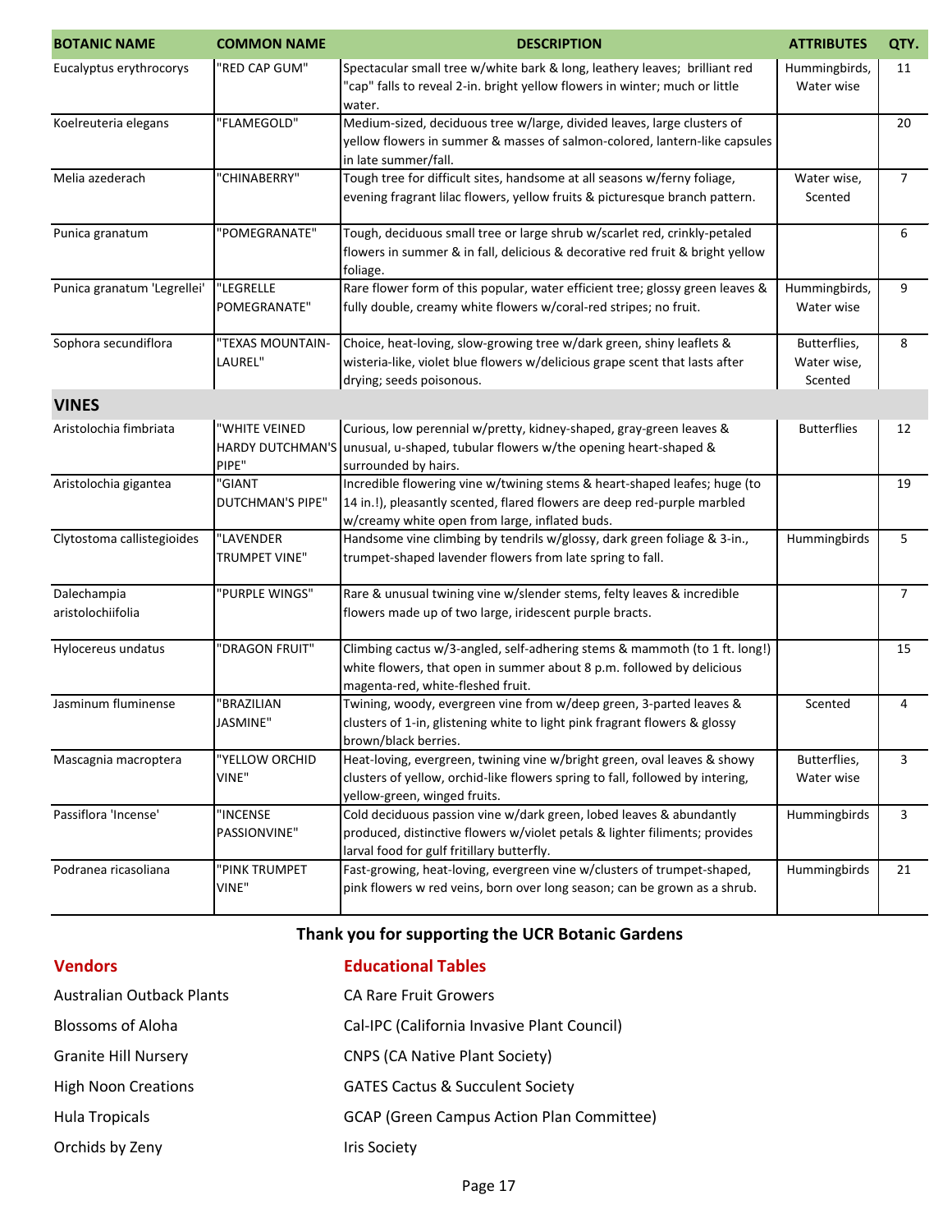| BOTANIC NAME | COMMON NAME | DESCRIPTION | ATTRIBUTES | QTY. |
|---|---|---|---|---|
| Eucalyptus erythrocorys | "RED CAP GUM" | Spectacular small tree w/white bark & long, leathery leaves; brilliant red "cap" falls to reveal 2-in. bright yellow flowers in winter; much or little water. | Hummingbirds, Water wise | 11 |
| Koelreuteria elegans | "FLAMEGOLD" | Medium-sized, deciduous tree w/large, divided leaves, large clusters of yellow flowers in summer & masses of salmon-colored, lantern-like capsules in late summer/fall. | | 20 |
| Melia azederach | "CHINABERRY" | Tough tree for difficult sites, handsome at all seasons w/ferny foliage, evening fragrant lilac flowers, yellow fruits & picturesque branch pattern. | Water wise, Scented | 7 |
| Punica granatum | "POMEGRANATE" | Tough, deciduous small tree or large shrub w/scarlet red, crinkly-petaled flowers in summer & in fall, delicious & decorative red fruit & bright yellow foliage. | | 6 |
| Punica granatum 'Legrellei' | "LEGRELLE POMEGRANATE" | Rare flower form of this popular, water efficient tree; glossy green leaves & fully double, creamy white flowers w/coral-red stripes; no fruit. | Hummingbirds, Water wise | 9 |
| Sophora secundiflora | "TEXAS MOUNTAIN-LAUREL" | Choice, heat-loving, slow-growing tree w/dark green, shiny leaflets & wisteria-like, violet blue flowers w/delicious grape scent that lasts after drying; seeds poisonous. | Butterflies, Water wise, Scented | 8 |
| **VINES** | | | | |
| Aristolochia fimbriata | "WHITE VEINED HARDY DUTCHMAN'S PIPE" | Curious, low perennial w/pretty, kidney-shaped, gray-green leaves & unusual, u-shaped, tubular flowers w/the opening heart-shaped & surrounded by hairs. | Butterflies | 12 |
| Aristolochia gigantea | "GIANT DUTCHMAN'S PIPE" | Incredible flowering vine w/twining stems & heart-shaped leafes; huge (to 14 in.!), pleasantly scented, flared flowers are deep red-purple marbled w/creamy white open from large, inflated buds. | | 19 |
| Clytostoma callistegioides | "LAVENDER TRUMPET VINE" | Handsome vine climbing by tendrils w/glossy, dark green foliage & 3-in., trumpet-shaped lavender flowers from late spring to fall. | Hummingbirds | 5 |
| Dalechampia aristolochiifolia | "PURPLE WINGS" | Rare & unusual twining vine w/slender stems, felty leaves & incredible flowers made up of two large, iridescent purple bracts. | | 7 |
| Hylocereus undatus | "DRAGON FRUIT" | Climbing cactus w/3-angled, self-adhering stems & mammoth (to 1 ft. long!) white flowers, that open in summer about 8 p.m. followed by delicious magenta-red, white-fleshed fruit. | | 15 |
| Jasminum fluminense | "BRAZILIAN JASMINE" | Twining, woody, evergreen vine from w/deep green, 3-parted leaves & clusters of 1-in, glistening white to light pink fragrant flowers & glossy brown/black berries. | Scented | 4 |
| Mascagnia macroptera | "YELLOW ORCHID VINE" | Heat-loving, evergreen, twining vine w/bright green, oval leaves & showy clusters of yellow, orchid-like flowers spring to fall, followed by intering, yellow-green, winged fruits. | Butterflies, Water wise | 3 |
| Passiflora 'Incense' | "INCENSE PASSIONVINE" | Cold deciduous passion vine w/dark green, lobed leaves & abundantly produced, distinctive flowers w/violet petals & lighter filiments; provides larval food for gulf fritillary butterfly. | Hummingbirds | 3 |
| Podranea ricasoliana | "PINK TRUMPET VINE" | Fast-growing, heat-loving, evergreen vine w/clusters of trumpet-shaped, pink flowers w red veins, born over long season; can be grown as a shrub. | Hummingbirds | 21 |

**Thank you for supporting the UCR Botanic Gardens**

| Vendors | Educational Tables |
|---|---|
| Australian Outback Plants | CA Rare Fruit Growers |
| Blossoms of Aloha | Cal-IPC (California Invasive Plant Council) |
| Granite Hill Nursery | CNPS (CA Native Plant Society) |
| High Noon Creations | GATES Cactus & Succulent Society |
| Hula Tropicals | GCAP (Green Campus Action Plan Committee) |
| Orchids by Zeny | Iris Society |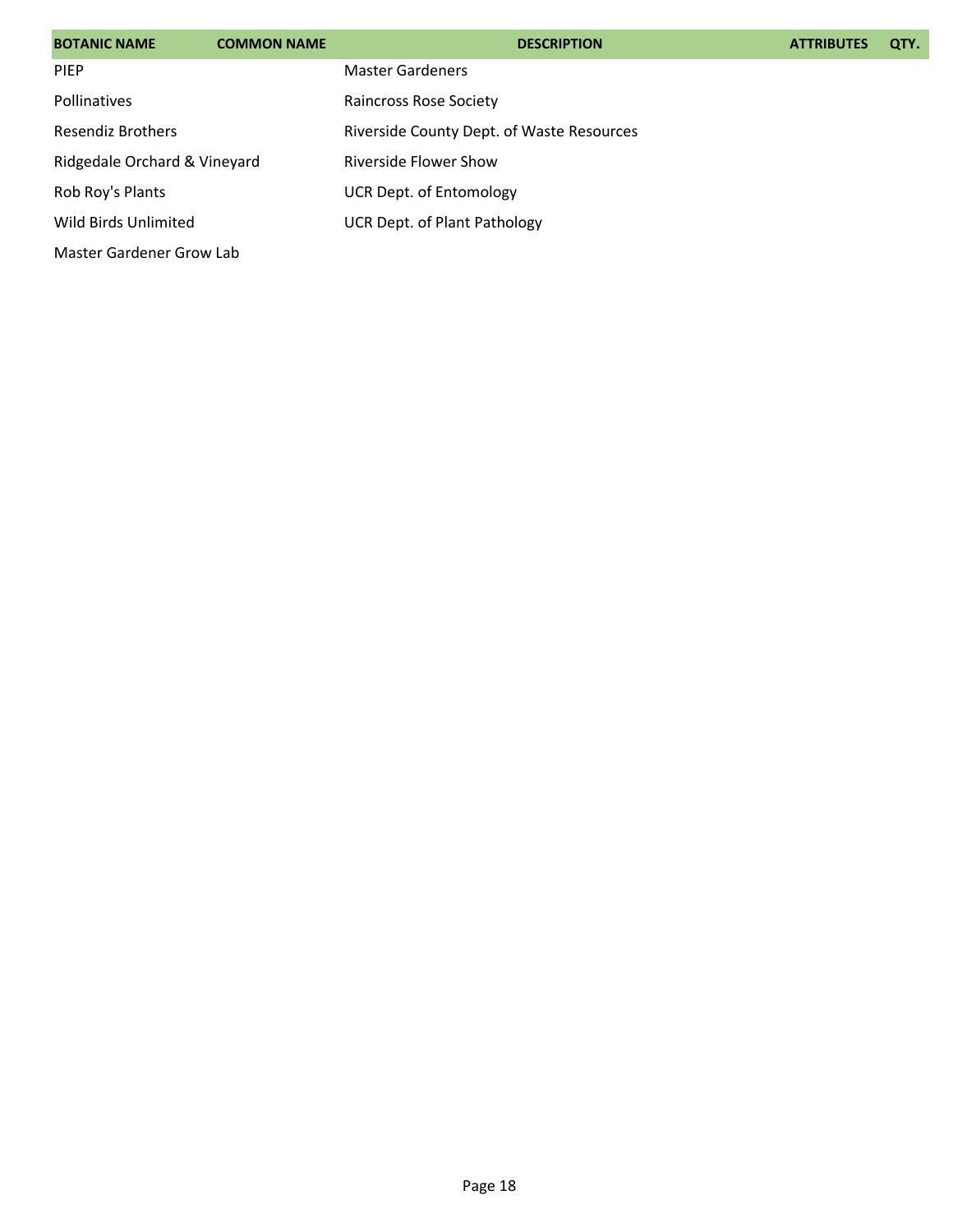| BOTANIC NAME | COMMON NAME | DESCRIPTION | ATTRIBUTES | QTY. |
| --- | --- | --- | --- | --- |
| PIEP | | Master Gardeners | | |
| Pollinatives | | Raincross Rose Society | | |
| Resendiz Brothers | | Riverside County Dept. of Waste Resources | | |
| Ridgedale Orchard & Vineyard | | Riverside Flower Show | | |
| Rob Roy's Plants | | UCR Dept. of Entomology | | |
| Wild Birds Unlimited | | UCR Dept. of Plant Pathology | | |
| Master Gardener Grow Lab | | | | |